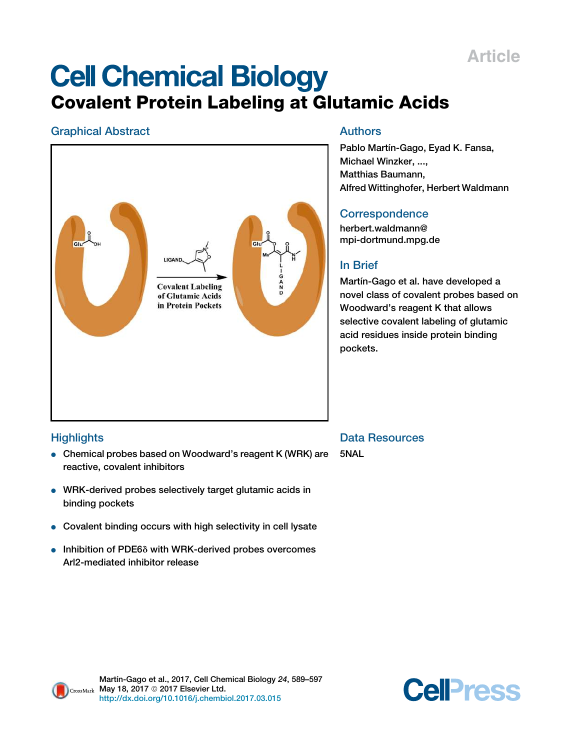Article

# Cell Chemical Biology

## Covalent Protein Labeling at Glutamic Acids

### Graphical Abstract

Covalent Labeling of Glutamic Acids in Protein Pockets

### Authors

Pablo Martín-Gago, Eyad K. Fansa, Michael Winzker, ..., Matthias Baumann, Alfred Wittinghofer, Herbert Waldmann

### Correspondence

herbert.waldmann@mpi-dortmund.mpg.de

### In Brief

Martín-Gago et al. have developed a novel class of covalent probes based on Woodward's reagent K that allows selective covalent labeling of glutamic acid residues inside protein binding pockets.

### Highlights

- Chemical probes based on Woodward's reagent K (WRK) are reactive, covalent inhibitors
- WRK-derived probes selectively target glutamic acids in binding pockets
- Covalent binding occurs with high selectivity in cell lysate
- Inhibition of PDE6δ with WRK-derived probes overcomes Arl2-mediated inhibitor release

### Data Resources

5NAL

Martín-Gago et al., 2017, Cell Chemical Biology *24*, 589–597
May 18, 2017 © 2017 Elsevier Ltd.
http://dx.doi.org/10.1016/j.chembiol.2017.03.015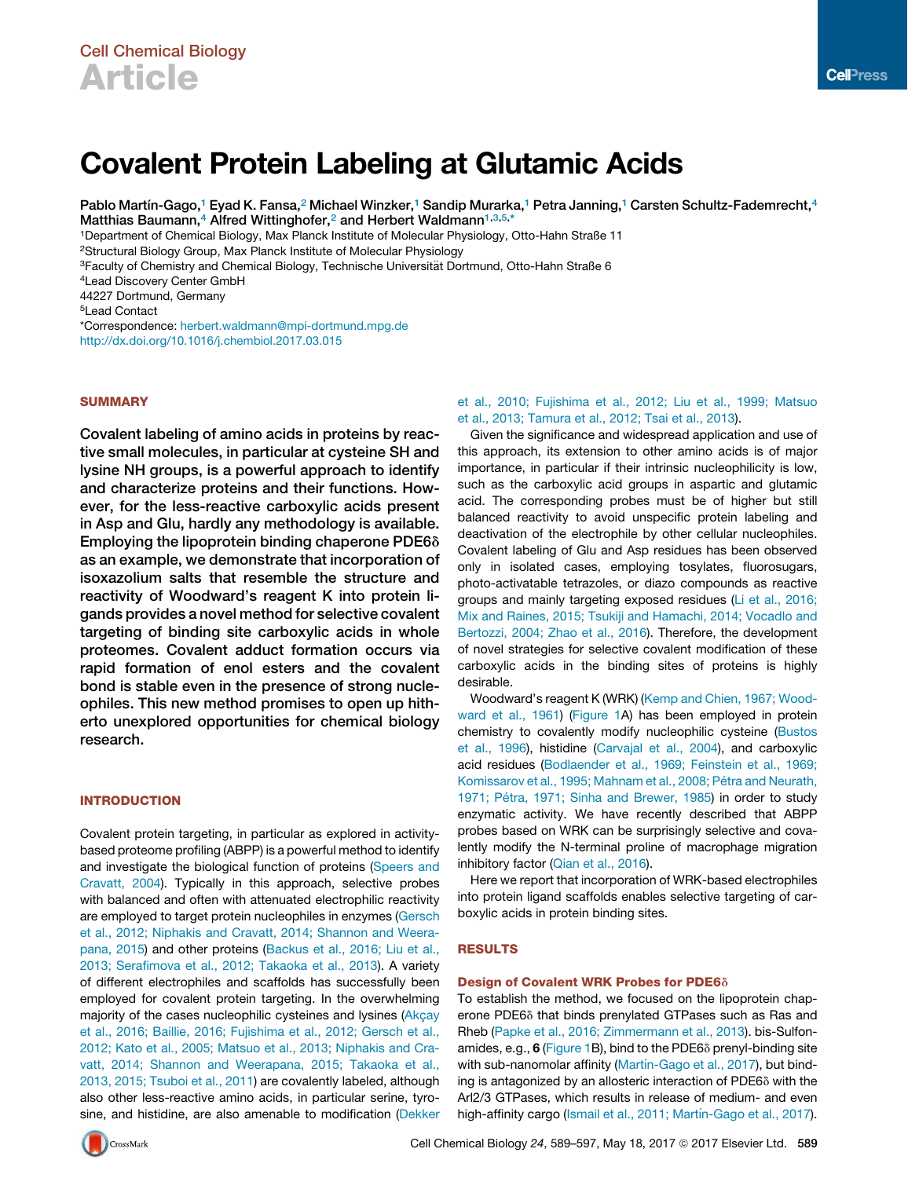# Covalent Protein Labeling at Glutamic Acids

Pablo Martín-Gago,[1] Eyad K. Fansa,[2] Michael Winzker,[1] Sandip Murarka,[1] Petra Janning,[1] Carsten Schultz-Fademrecht,[4] Matthias Baumann,[4] Alfred Wittinghofer,[2] and Herbert Waldmann[1,3,5,*]

[1]Department of Chemical Biology, Max Planck Institute of Molecular Physiology, Otto-Hahn Straße 11

[2]Structural Biology Group, Max Planck Institute of Molecular Physiology

[3]Faculty of Chemistry and Chemical Biology, Technische Universität Dortmund, Otto-Hahn Straße 6

[4]Lead Discovery Center GmbH

44227 Dortmund, Germany

[5]Lead Contact

*Correspondence: herbert.waldmann@mpi-dortmund.mpg.de

http://dx.doi.org/10.1016/j.chembiol.2017.03.015

## SUMMARY

**Covalent labeling of amino acids in proteins by reactive small molecules, in particular at cysteine SH and lysine NH groups, is a powerful approach to identify and characterize proteins and their functions. However, for the less-reactive carboxylic acids present in Asp and Glu, hardly any methodology is available. Employing the lipoprotein binding chaperone PDE6δ as an example, we demonstrate that incorporation of isoxazolium salts that resemble the structure and reactivity of Woodward's reagent K into protein ligands provides a novel method for selective covalent targeting of binding site carboxylic acids in whole proteomes. Covalent adduct formation occurs via rapid formation of enol esters and the covalent bond is stable even in the presence of strong nucleophiles. This new method promises to open up hitherto unexplored opportunities for chemical biology research.**

## INTRODUCTION

Covalent protein targeting, in particular as explored in activity-based proteome profiling (ABPP) is a powerful method to identify and investigate the biological function of proteins (Speers and Cravatt, 2004). Typically in this approach, selective probes with balanced and often with attenuated electrophilic reactivity are employed to target protein nucleophiles in enzymes (Gersch et al., 2012; Niphakis and Cravatt, 2014; Shannon and Weerapana, 2015) and other proteins (Backus et al., 2016; Liu et al., 2013; Serafimova et al., 2012; Takaoka et al., 2013). A variety of different electrophiles and scaffolds has successfully been employed for covalent protein targeting. In the overwhelming majority of the cases nucleophilic cysteines and lysines (Akçay et al., 2016; Baillie, 2016; Fujishima et al., 2012; Gersch et al., 2012; Kato et al., 2005; Matsuo et al., 2013; Niphakis and Cravatt, 2014; Shannon and Weerapana, 2015; Takaoka et al., 2013, 2015; Tsuboi et al., 2011) are covalently labeled, although also other less-reactive amino acids, in particular serine, tyrosine, and histidine, are also amenable to modification (Dekker et al., 2010; Fujishima et al., 2012; Liu et al., 1999; Matsuo et al., 2013; Tamura et al., 2012; Tsai et al., 2013).

Given the significance and widespread application and use of this approach, its extension to other amino acids is of major importance, in particular if their intrinsic nucleophilicity is low, such as the carboxylic acid groups in aspartic and glutamic acid. The corresponding probes must be of higher but still balanced reactivity to avoid unspecific protein labeling and deactivation of the electrophile by other cellular nucleophiles. Covalent labeling of Glu and Asp residues has been observed only in isolated cases, employing tosylates, fluorosugars, photo-activatable tetrazoles, or diazo compounds as reactive groups and mainly targeting exposed residues (Li et al., 2016; Mix and Raines, 2015; Tsukiji and Hamachi, 2014; Vocadlo and Bertozzi, 2004; Zhao et al., 2016). Therefore, the development of novel strategies for selective covalent modification of these carboxylic acids in the binding sites of proteins is highly desirable.

Woodward's reagent K (WRK) (Kemp and Chien, 1967; Woodward et al., 1961) (Figure 1A) has been employed in protein chemistry to covalently modify nucleophilic cysteine (Bustos et al., 1996), histidine (Carvajal et al., 2004), and carboxylic acid residues (Bodlaender et al., 1969; Feinstein et al., 1969; Komissarov et al., 1995; Mahnam et al., 2008; Pétra and Neurath, 1971; Pétra, 1971; Sinha and Brewer, 1985) in order to study enzymatic activity. We have recently described that ABPP probes based on WRK can be surprisingly selective and covalently modify the N-terminal proline of macrophage migration inhibitory factor (Qian et al., 2016).

Here we report that incorporation of WRK-based electrophiles into protein ligand scaffolds enables selective targeting of carboxylic acids in protein binding sites.

## RESULTS

### Design of Covalent WRK Probes for PDE6δ

To establish the method, we focused on the lipoprotein chaperone PDE6δ that binds prenylated GTPases such as Ras and Rheb (Papke et al., 2016; Zimmermann et al., 2013). bis-Sulfonamides, e.g., **6** (Figure 1B), bind to the PDE6δ prenyl-binding site with sub-nanomolar affinity (Martín-Gago et al., 2017), but binding is antagonized by an allosteric interaction of PDE6δ with the Arl2/3 GTPases, which results in release of medium- and even high-affinity cargo (Ismail et al., 2011; Martín-Gago et al., 2017).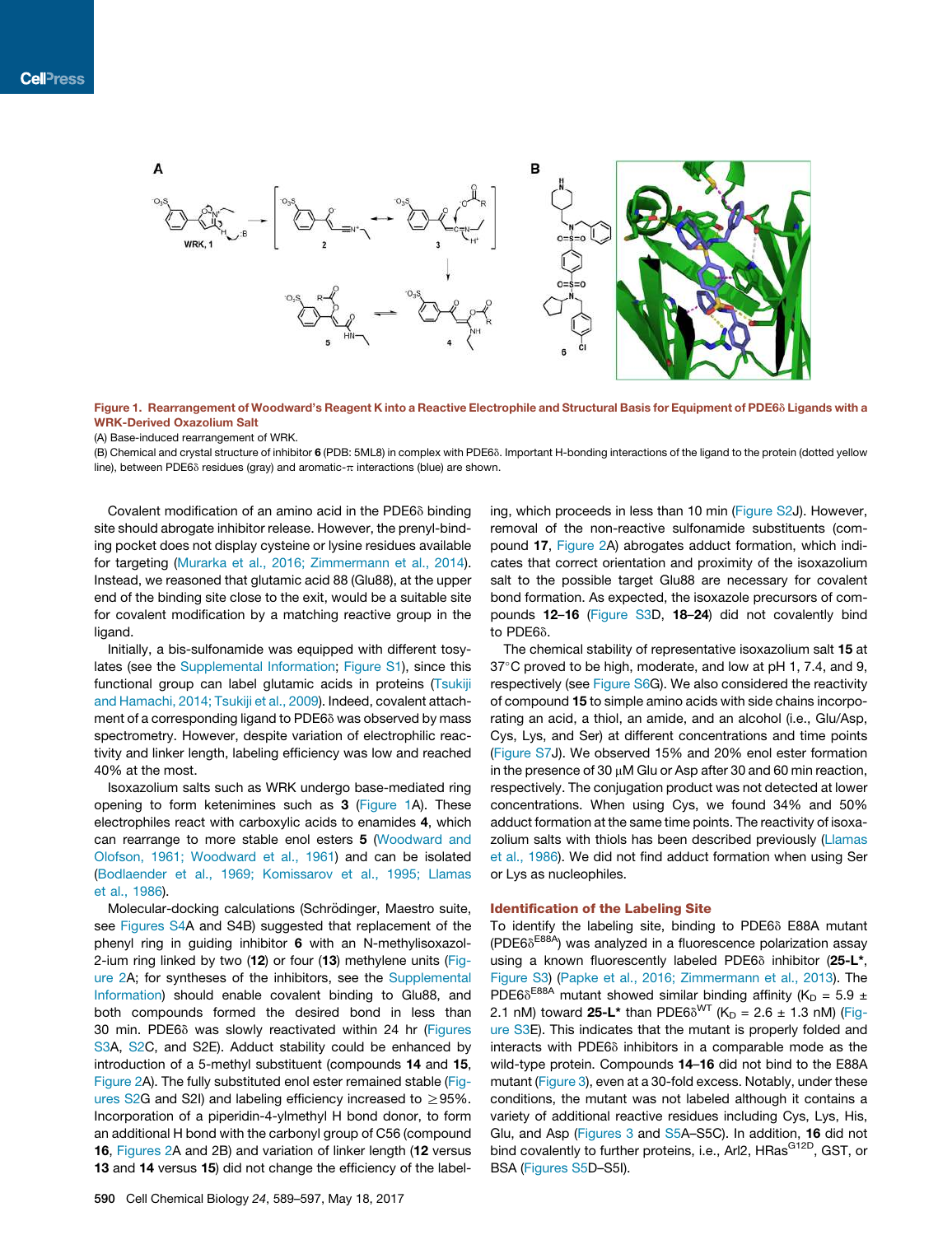**Figure 1. Rearrangement of Woodward's Reagent K into a Reactive Electrophile and Structural Basis for Equipment of PDE6δ Ligands with a WRK-Derived Oxazolium Salt**

(A) Base-induced rearrangement of WRK.

(B) Chemical and crystal structure of inhibitor **6** (PDB: 5ML8) in complex with PDE6δ. Important H-bonding interactions of the ligand to the protein (dotted yellow line), between PDE6δ residues (gray) and aromatic-π interactions (blue) are shown.

Covalent modification of an amino acid in the PDE6δ binding site should abrogate inhibitor release. However, the prenyl-binding pocket does not display cysteine or lysine residues available for targeting (Murarka et al., 2016; Zimmermann et al., 2014). Instead, we reasoned that glutamic acid 88 (Glu88), at the upper end of the binding site close to the exit, would be a suitable site for covalent modification by a matching reactive group in the ligand.

Initially, a bis-sulfonamide was equipped with different tosylates (see the Supplemental Information; Figure S1), since this functional group can label glutamic acids in proteins (Tsukiji and Hamachi, 2014; Tsukiji et al., 2009). Indeed, covalent attachment of a corresponding ligand to PDE6δ was observed by mass spectrometry. However, despite variation of electrophilic reactivity and linker length, labeling efficiency was low and reached 40% at the most.

Isoxazolium salts such as WRK undergo base-mediated ring opening to form ketenimines such as **3** (Figure 1A). These electrophiles react with carboxylic acids to enamides **4**, which can rearrange to more stable enol esters **5** (Woodward and Olofson, 1961; Woodward et al., 1961) and can be isolated (Bodlaender et al., 1969; Komissarov et al., 1995; Llamas et al., 1986).

Molecular-docking calculations (Schrödinger, Maestro suite, see Figures S4A and S4B) suggested that replacement of the phenyl ring in guiding inhibitor **6** with an N-methylisoxazol-2-ium ring linked by two (**12**) or four (**13**) methylene units (Figure 2A; for syntheses of the inhibitors, see the Supplemental Information) should enable covalent binding to Glu88, and both compounds formed the desired bond in less than 30 min. PDE6δ was slowly reactivated within 24 hr (Figures S3A, S2C, and S2E). Adduct stability could be enhanced by introduction of a 5-methyl substituent (compounds **14** and **15**, Figure 2A). The fully substituted enol ester remained stable (Figures S2G and S2I) and labeling efficiency increased to ≥95%. Incorporation of a piperidin-4-ylmethyl H bond donor, to form an additional H bond with the carbonyl group of C56 (compound **16**, Figures 2A and 2B) and variation of linker length (**12** versus **13** and **14** versus **15**) did not change the efficiency of the labeling, which proceeds in less than 10 min (Figure S2J). However, removal of the non-reactive sulfonamide substituents (compound **17**, Figure 2A) abrogates adduct formation, which indicates that correct orientation and proximity of the isoxazolium salt to the possible target Glu88 are necessary for covalent bond formation. As expected, the isoxazole precursors of compounds **12**–**16** (Figure S3D, **18**–**24**) did not covalently bind to PDE6δ.

The chemical stability of representative isoxazolium salt **15** at 37°C proved to be high, moderate, and low at pH 1, 7.4, and 9, respectively (see Figure S6G). We also considered the reactivity of compound **15** to simple amino acids with side chains incorporating an acid, a thiol, an amide, and an alcohol (i.e., Glu/Asp, Cys, Lys, and Ser) at different concentrations and time points (Figure S7J). We observed 15% and 20% enol ester formation in the presence of 30 μM Glu or Asp after 30 and 60 min reaction, respectively. The conjugation product was not detected at lower concentrations. When using Cys, we found 34% and 50% adduct formation at the same time points. The reactivity of isoxazolium salts with thiols has been described previously (Llamas et al., 1986). We did not find adduct formation when using Ser or Lys as nucleophiles.

## Identification of the Labeling Site

To identify the labeling site, binding to PDE6δ E88A mutant (PDE6δ$^{E88A}$) was analyzed in a fluorescence polarization assay using a known fluorescently labeled PDE6δ inhibitor (**25-L***, Figure S3) (Papke et al., 2016; Zimmermann et al., 2013). The PDE6δ$^{E88A}$ mutant showed similar binding affinity ($K_D$ = 5.9 ± 2.1 nM) toward **25-L*** than PDE6δ$^{WT}$ ($K_D$ = 2.6 ± 1.3 nM) (Figure S3E). This indicates that the mutant is properly folded and interacts with PDE6δ inhibitors in a comparable mode as the wild-type protein. Compounds **14**–**16** did not bind to the E88A mutant (Figure 3), even at a 30-fold excess. Notably, under these conditions, the mutant was not labeled although it contains a variety of additional reactive residues including Cys, Lys, His, Glu, and Asp (Figures 3 and S5A–S5C). In addition, **16** did not bind covalently to further proteins, i.e., Arl2, HRas$^{G12D}$, GST, or BSA (Figures S5D–S5I).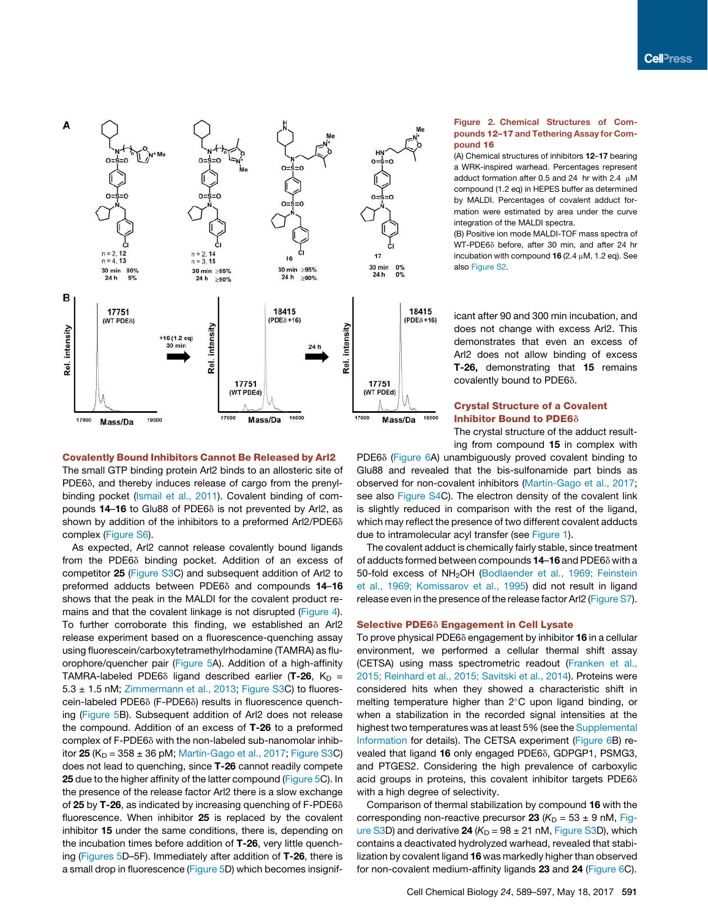**Figure 2. Chemical Structures of Compounds 12–17 and Tethering Assay for Compound 16**

(A) Chemical structures of inhibitors **12**–**17** bearing a WRK-inspired warhead. Percentages represent adduct formation after 0.5 and 24 hr with 2.4 μM compound (1.2 eq) in HEPES buffer as determined by MALDI. Percentages of covalent adduct formation were estimated by area under the curve integration of the MALDI spectra.

(B) Positive ion mode MALDI-TOF mass spectra of WT-PDE6δ before, after 30 min, and after 24 hr incubation with compound **16** (2.4 μM, 1.2 eq). See also Figure S2.

## Covalently Bound Inhibitors Cannot Be Released by Arl2

The small GTP binding protein Arl2 binds to an allosteric site of PDE6δ, and thereby induces release of cargo from the prenyl-binding pocket (Ismail et al., 2011). Covalent binding of compounds **14**–**16** to Glu88 of PDE6δ is not prevented by Arl2, as shown by addition of the inhibitors to a preformed Arl2/PDE6δ complex (Figure S6).

As expected, Arl2 cannot release covalently bound ligands from the PDE6δ binding pocket. Addition of an excess of competitor **25** (Figure S3C) and subsequent addition of Arl2 to preformed adducts between PDE6δ and compounds **14**–**16** shows that the peak in the MALDI for the covalent product remains and that the covalent linkage is not disrupted (Figure 4). To further corroborate this finding, we established an Arl2 release experiment based on a fluorescence-quenching assay using fluorescein/carboxytetramethylrhodamine (TAMRA) as fluorophore/quencher pair (Figure 5A). Addition of a high-affinity TAMRA-labeled PDE6δ ligand described earlier (**T-26**, $K_D$ = 5.3 ± 1.5 nM; Zimmermann et al., 2013; Figure S3C) to fluorescein-labeled PDE6δ (F-PDE6δ) results in fluorescence quenching (Figure 5B). Subsequent addition of Arl2 does not release the compound. Addition of an excess of **T-26** to a preformed complex of F-PDE6δ with the non-labeled sub-nanomolar inhibitor **25** ($K_D$ = 358 ± 36 pM; Martín-Gago et al., 2017; Figure S3C) does not lead to quenching, since **T-26** cannot readily compete **25** due to the higher affinity of the latter compound (Figure 5C). In the presence of the release factor Arl2 there is a slow exchange of **25** by **T-26**, as indicated by increasing quenching of F-PDE6δ fluorescence. When inhibitor **25** is replaced by the covalent inhibitor **15** under the same conditions, there is, depending on the incubation times before addition of **T-26**, very little quenching (Figures 5D–5F). Immediately after addition of **T-26**, there is a small drop in fluorescence (Figure 5D) which becomes insignificant after 90 and 300 min incubation, and does not change with excess Arl2. This demonstrates that even an excess of Arl2 does not allow binding of excess **T-26,** demonstrating that **15** remains covalently bound to PDE6δ.

## Crystal Structure of a Covalent Inhibitor Bound to PDE6δ

The crystal structure of the adduct resulting from compound **15** in complex with PDE6δ (Figure 6A) unambiguously proved covalent binding to Glu88 and revealed that the bis-sulfonamide part binds as observed for non-covalent inhibitors (Martín-Gago et al., 2017; see also Figure S4C). The electron density of the covalent link is slightly reduced in comparison with the rest of the ligand, which may reflect the presence of two different covalent adducts due to intramolecular acyl transfer (see Figure 1).

The covalent adduct is chemically fairly stable, since treatment of adducts formed between compounds **14**–**16** and PDE6δ with a 50-fold excess of $NH_2OH$ (Bodlaender et al., 1969; Feinstein et al., 1969; Komissarov et al., 1995) did not result in ligand release even in the presence of the release factor Arl2 (Figure S7).

## Selective PDE6δ Engagement in Cell Lysate

To prove physical PDE6δ engagement by inhibitor **16** in a cellular environment, we performed a cellular thermal shift assay (CETSA) using mass spectrometric readout (Franken et al., 2015; Reinhard et al., 2015; Savitski et al., 2014). Proteins were considered hits when they showed a characteristic shift in melting temperature higher than 2°C upon ligand binding, or when a stabilization in the recorded signal intensities at the highest two temperatures was at least 5% (see the Supplemental Information for details). The CETSA experiment (Figure 6B) revealed that ligand **16** only engaged PDE6δ, GDPGP1, PSMG3, and PTGES2. Considering the high prevalence of carboxylic acid groups in proteins, this covalent inhibitor targets PDE6δ with a high degree of selectivity.

Comparison of thermal stabilization by compound **16** with the corresponding non-reactive precursor **23** ($K_D$ = 53 ± 9 nM, Figure S3D) and derivative **24** ($K_D$ = 98 ± 21 nM, Figure S3D), which contains a deactivated hydrolyzed warhead, revealed that stabilization by covalent ligand **16** was markedly higher than observed for non-covalent medium-affinity ligands **23** and **24** (Figure 6C).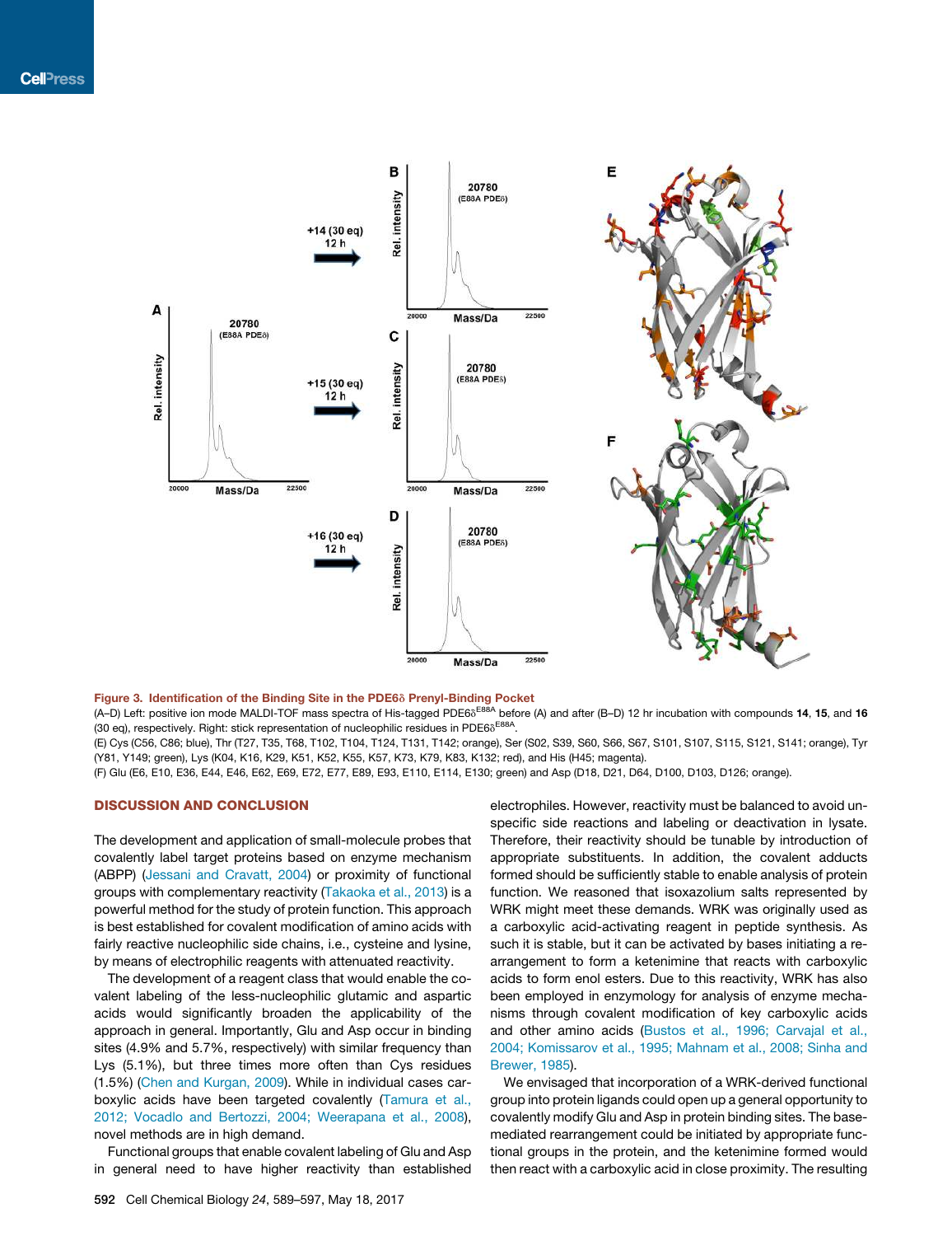Figure 3. Identification of the Binding Site in the PDE6δ Prenyl-Binding Pocket

(A–D) Left: positive ion mode MALDI-TOF mass spectra of His-tagged PDE6δ[E88A] before (A) and after (B–D) 12 hr incubation with compounds **14**, **15**, and **16** (30 eq), respectively. Right: stick representation of nucleophilic residues in PDE6δ[E88A].

(E) Cys (C56, C86; blue), Thr (T27, T35, T68, T102, T104, T124, T131, T142; orange), Ser (S02, S39, S60, S66, S67, S101, S107, S115, S121, S141; orange), Tyr (Y81, Y149; green), Lys (K04, K16, K29, K51, K52, K55, K57, K73, K79, K83, K132; red), and His (H45; magenta).

(F) Glu (E6, E10, E36, E44, E46, E62, E69, E72, E77, E89, E93, E110, E114, E130; green) and Asp (D18, D21, D64, D100, D103, D126; orange).

## DISCUSSION AND CONCLUSION

The development and application of small-molecule probes that covalently label target proteins based on enzyme mechanism (ABPP) (Jessani and Cravatt, 2004) or proximity of functional groups with complementary reactivity (Takaoka et al., 2013) is a powerful method for the study of protein function. This approach is best established for covalent modification of amino acids with fairly reactive nucleophilic side chains, i.e., cysteine and lysine, by means of electrophilic reagents with attenuated reactivity.

The development of a reagent class that would enable the covalent labeling of the less-nucleophilic glutamic and aspartic acids would significantly broaden the applicability of the approach in general. Importantly, Glu and Asp occur in binding sites (4.9% and 5.7%, respectively) with similar frequency than Lys (5.1%), but three times more often than Cys residues (1.5%) (Chen and Kurgan, 2009). While in individual cases carboxylic acids have been targeted covalently (Tamura et al., 2012; Vocadlo and Bertozzi, 2004; Weerapana et al., 2008), novel methods are in high demand.

Functional groups that enable covalent labeling of Glu and Asp in general need to have higher reactivity than established electrophiles. However, reactivity must be balanced to avoid unspecific side reactions and labeling or deactivation in lysate. Therefore, their reactivity should be tunable by introduction of appropriate substituents. In addition, the covalent adducts formed should be sufficiently stable to enable analysis of protein function. We reasoned that isoxazolium salts represented by WRK might meet these demands. WRK was originally used as a carboxylic acid-activating reagent in peptide synthesis. As such it is stable, but it can be activated by bases initiating a rearrangement to form a ketenimine that reacts with carboxylic acids to form enol esters. Due to this reactivity, WRK has also been employed in enzymology for analysis of enzyme mechanisms through covalent modification of key carboxylic acids and other amino acids (Bustos et al., 1996; Carvajal et al., 2004; Komissarov et al., 1995; Mahnam et al., 2008; Sinha and Brewer, 1985).

We envisaged that incorporation of a WRK-derived functional group into protein ligands could open up a general opportunity to covalently modify Glu and Asp in protein binding sites. The base-mediated rearrangement could be initiated by appropriate functional groups in the protein, and the ketenimine formed would then react with a carboxylic acid in close proximity. The resulting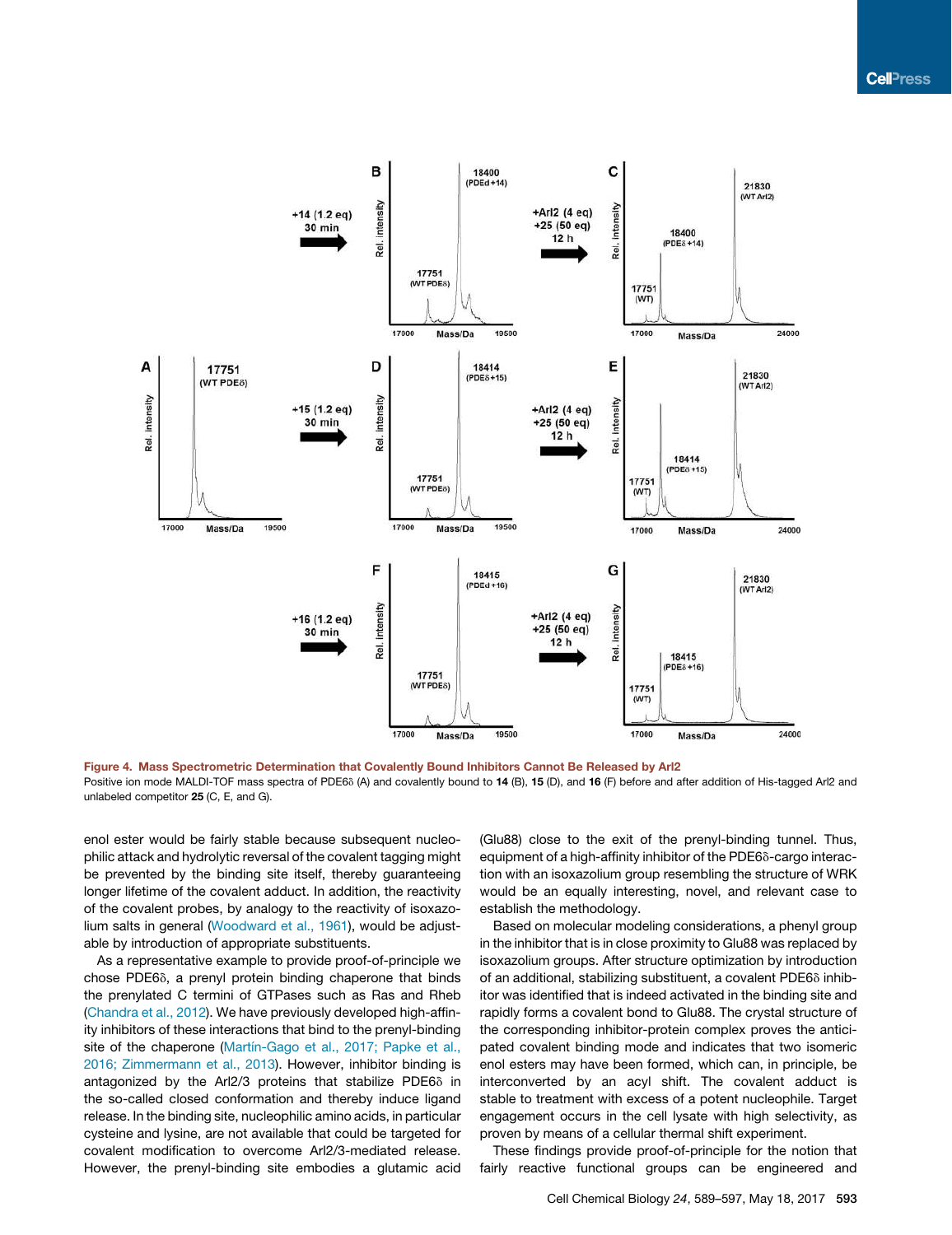**Figure 4. Mass Spectrometric Determination that Covalently Bound Inhibitors Cannot Be Released by Arl2**

Positive ion mode MALDI-TOF mass spectra of PDE6δ (A) and covalently bound to **14** (B), **15** (D), and **16** (F) before and after addition of His-tagged Arl2 and unlabeled competitor **25** (C, E, and G).

enol ester would be fairly stable because subsequent nucleophilic attack and hydrolytic reversal of the covalent tagging might be prevented by the binding site itself, thereby guaranteeing longer lifetime of the covalent adduct. In addition, the reactivity of the covalent probes, by analogy to the reactivity of isoxazolium salts in general (Woodward et al., 1961), would be adjustable by introduction of appropriate substituents.

As a representative example to provide proof-of-principle we chose PDE6δ, a prenyl protein binding chaperone that binds the prenylated C termini of GTPases such as Ras and Rheb (Chandra et al., 2012). We have previously developed high-affinity inhibitors of these interactions that bind to the prenyl-binding site of the chaperone (Martín-Gago et al., 2017; Papke et al., 2016; Zimmermann et al., 2013). However, inhibitor binding is antagonized by the Arl2/3 proteins that stabilize PDE6δ in the so-called closed conformation and thereby induce ligand release. In the binding site, nucleophilic amino acids, in particular cysteine and lysine, are not available that could be targeted for covalent modification to overcome Arl2/3-mediated release. However, the prenyl-binding site embodies a glutamic acid (Glu88) close to the exit of the prenyl-binding tunnel. Thus, equipment of a high-affinity inhibitor of the PDE6δ-cargo interaction with an isoxazolium group resembling the structure of WRK would be an equally interesting, novel, and relevant case to establish the methodology.

Based on molecular modeling considerations, a phenyl group in the inhibitor that is in close proximity to Glu88 was replaced by isoxazolium groups. After structure optimization by introduction of an additional, stabilizing substituent, a covalent PDE6δ inhibitor was identified that is indeed activated in the binding site and rapidly forms a covalent bond to Glu88. The crystal structure of the corresponding inhibitor-protein complex proves the anticipated covalent binding mode and indicates that two isomeric enol esters may have been formed, which can, in principle, be interconverted by an acyl shift. The covalent adduct is stable to treatment with excess of a potent nucleophile. Target engagement occurs in the cell lysate with high selectivity, as proven by means of a cellular thermal shift experiment.

These findings provide proof-of-principle for the notion that fairly reactive functional groups can be engineered and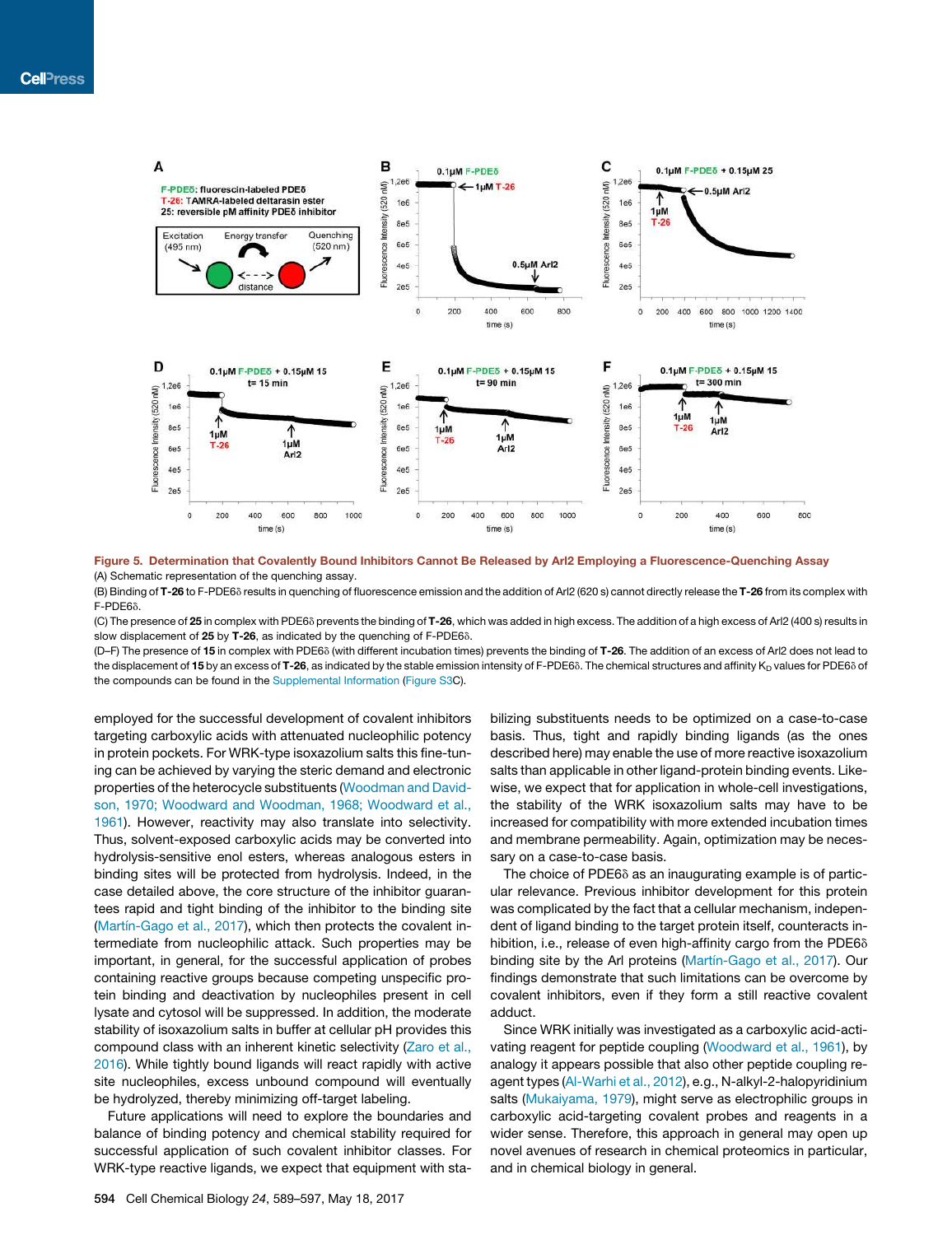**Figure 5. Determination that Covalently Bound Inhibitors Cannot Be Released by Arl2 Employing a Fluorescence-Quenching Assay**

(A) Schematic representation of the quenching assay.

(B) Binding of **T-26** to F-PDE6δ results in quenching of fluorescence emission and the addition of Arl2 (620 s) cannot directly release the **T-26** from its complex with F-PDE6δ.

(C) The presence of **25** in complex with PDE6δ prevents the binding of **T-26**, which was added in high excess. The addition of a high excess of Arl2 (400 s) results in slow displacement of **25** by **T-26**, as indicated by the quenching of F-PDE6δ.

(D–F) The presence of **15** in complex with PDE6δ (with different incubation times) prevents the binding of **T-26**. The addition of an excess of Arl2 does not lead to the displacement of **15** by an excess of **T-26**, as indicated by the stable emission intensity of F-PDE6δ. The chemical structures and affinity $K_D$ values for PDE6δ of the compounds can be found in the Supplemental Information (Figure S3C).

employed for the successful development of covalent inhibitors targeting carboxylic acids with attenuated nucleophilic potency in protein pockets. For WRK-type isoxazolium salts this fine-tuning can be achieved by varying the steric demand and electronic properties of the heterocycle substituents (Woodman and Davidson, 1970; Woodward and Woodman, 1968; Woodward et al., 1961). However, reactivity may also translate into selectivity. Thus, solvent-exposed carboxylic acids may be converted into hydrolysis-sensitive enol esters, whereas analogous esters in binding sites will be protected from hydrolysis. Indeed, in the case detailed above, the core structure of the inhibitor guarantees rapid and tight binding of the inhibitor to the binding site (Martín-Gago et al., 2017), which then protects the covalent intermediate from nucleophilic attack. Such properties may be important, in general, for the successful application of probes containing reactive groups because competing unspecific protein binding and deactivation by nucleophiles present in cell lysate and cytosol will be suppressed. In addition, the moderate stability of isoxazolium salts in buffer at cellular pH provides this compound class with an inherent kinetic selectivity (Zaro et al., 2016). While tightly bound ligands will react rapidly with active site nucleophiles, excess unbound compound will eventually be hydrolyzed, thereby minimizing off-target labeling.

Future applications will need to explore the boundaries and balance of binding potency and chemical stability required for successful application of such covalent inhibitor classes. For WRK-type reactive ligands, we expect that equipment with stabilizing substituents needs to be optimized on a case-to-case basis. Thus, tight and rapidly binding ligands (as the ones described here) may enable the use of more reactive isoxazolium salts than applicable in other ligand-protein binding events. Likewise, we expect that for application in whole-cell investigations, the stability of the WRK isoxazolium salts may have to be increased for compatibility with more extended incubation times and membrane permeability. Again, optimization may be necessary on a case-to-case basis.

The choice of PDE6δ as an inaugurating example is of particular relevance. Previous inhibitor development for this protein was complicated by the fact that a cellular mechanism, independent of ligand binding to the target protein itself, counteracts inhibition, i.e., release of even high-affinity cargo from the PDE6δ binding site by the Arl proteins (Martín-Gago et al., 2017). Our findings demonstrate that such limitations can be overcome by covalent inhibitors, even if they form a still reactive covalent adduct.

Since WRK initially was investigated as a carboxylic acid-activating reagent for peptide coupling (Woodward et al., 1961), by analogy it appears possible that also other peptide coupling reagent types (Al-Warhi et al., 2012), e.g., N-alkyl-2-halopyridinium salts (Mukaiyama, 1979), might serve as electrophilic groups in carboxylic acid-targeting covalent probes and reagents in a wider sense. Therefore, this approach in general may open up novel avenues of research in chemical proteomics in particular, and in chemical biology in general.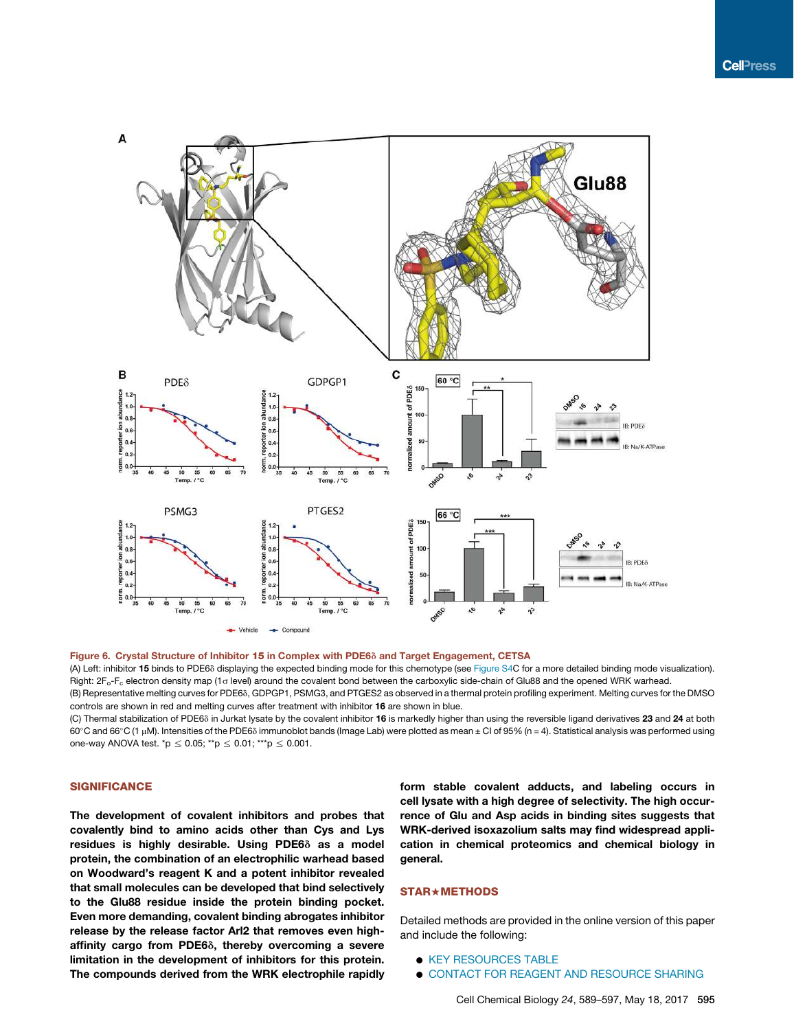**Figure 6. Crystal Structure of Inhibitor 15 in Complex with PDE6δ and Target Engagement, CETSA**

(A) Left: inhibitor **15** binds to PDE6δ displaying the expected binding mode for this chemotype (see Figure S4C for a more detailed binding mode visualization). Right: $2F_o$-$F_c$ electron density map (1σ level) around the covalent bond between the carboxylic side-chain of Glu88 and the opened WRK warhead.

(B) Representative melting curves for PDE6δ, GDPGP1, PSMG3, and PTGES2 as observed in a thermal protein profiling experiment. Melting curves for the DMSO controls are shown in red and melting curves after treatment with inhibitor **16** are shown in blue.

(C) Thermal stabilization of PDE6δ in Jurkat lysate by the covalent inhibitor **16** is markedly higher than using the reversible ligand derivatives **23** and **24** at both 60°C and 66°C (1 μM). Intensities of the PDE6δ immunoblot bands (Image Lab) were plotted as mean ± CI of 95% (n = 4). Statistical analysis was performed using one-way ANOVA test. *p ≤ 0.05; **p ≤ 0.01; ***p ≤ 0.001.

## SIGNIFICANCE

**The development of covalent inhibitors and probes that covalently bind to amino acids other than Cys and Lys residues is highly desirable. Using PDE6δ as a model protein, the combination of an electrophilic warhead based on Woodward's reagent K and a potent inhibitor revealed that small molecules can be developed that bind selectively to the Glu88 residue inside the protein binding pocket. Even more demanding, covalent binding abrogates inhibitor release by the release factor Arl2 that removes even high-affinity cargo from PDE6δ, thereby overcoming a severe limitation in the development of inhibitors for this protein. The compounds derived from the WRK electrophile rapidly form stable covalent adducts, and labeling occurs in cell lysate with a high degree of selectivity. The high occurrence of Glu and Asp acids in binding sites suggests that WRK-derived isoxazolium salts may find widespread application in chemical proteomics and chemical biology in general.**

## STAR★METHODS

Detailed methods are provided in the online version of this paper and include the following:

- KEY RESOURCES TABLE
- CONTACT FOR REAGENT AND RESOURCE SHARING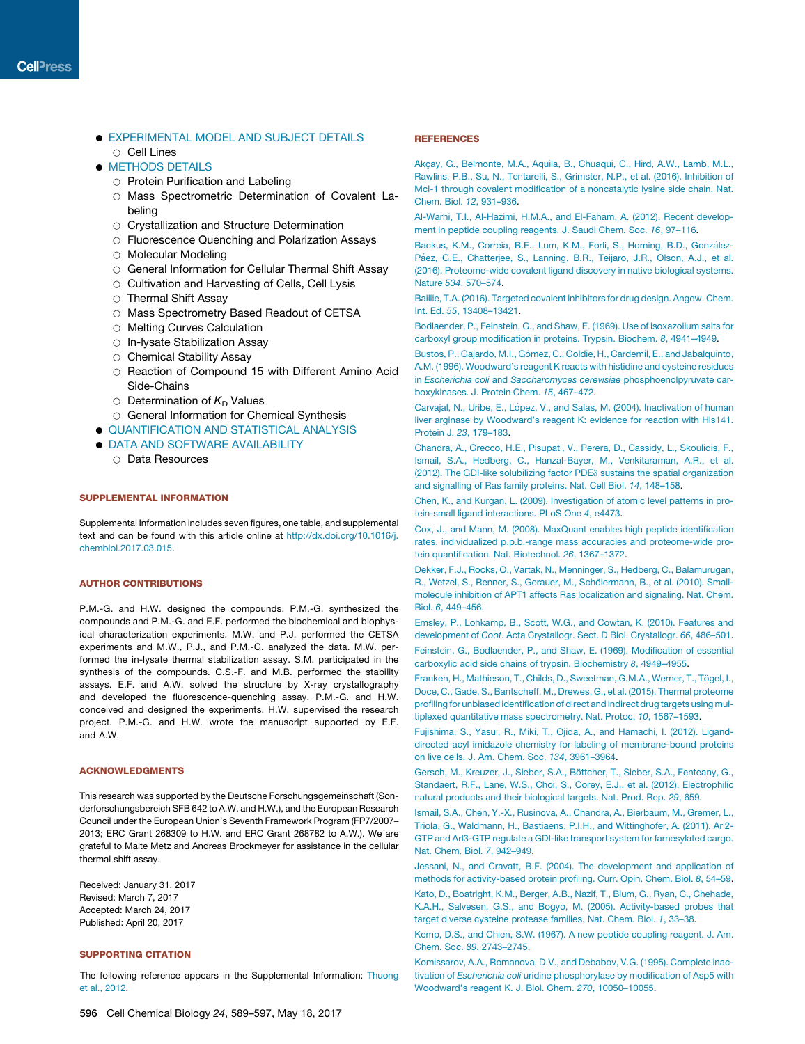- EXPERIMENTAL MODEL AND SUBJECT DETAILS
  - Cell Lines
- METHODS DETAILS
  - Protein Purification and Labeling
  - Mass Spectrometric Determination of Covalent Labeling
  - Crystallization and Structure Determination
  - Fluorescence Quenching and Polarization Assays
  - Molecular Modeling
  - General Information for Cellular Thermal Shift Assay
  - Cultivation and Harvesting of Cells, Cell Lysis
  - Thermal Shift Assay
  - Mass Spectrometry Based Readout of CETSA
  - Melting Curves Calculation
  - In-lysate Stabilization Assay
  - Chemical Stability Assay
  - Reaction of Compound 15 with Different Amino Acid Side-Chains
  - Determination of $K_D$ Values
  - General Information for Chemical Synthesis
- QUANTIFICATION AND STATISTICAL ANALYSIS
- DATA AND SOFTWARE AVAILABILITY
  - Data Resources

## SUPPLEMENTAL INFORMATION

Supplemental Information includes seven figures, one table, and supplemental text and can be found with this article online at http://dx.doi.org/10.1016/j.chembiol.2017.03.015.

## AUTHOR CONTRIBUTIONS

P.M.-G. and H.W. designed the compounds. P.M.-G. synthesized the compounds and P.M.-G. and E.F. performed the biochemical and biophysical characterization experiments. M.W. and P.J. performed the CETSA experiments and M.W., P.J., and P.M.-G. analyzed the data. M.W. performed the in-lysate thermal stabilization assay. S.M. participated in the synthesis of the compounds. C.S.-F. and M.B. performed the stability assays. E.F. and A.W. solved the structure by X-ray crystallography and developed the fluorescence-quenching assay. P.M.-G. and H.W. conceived and designed the experiments. H.W. supervised the research project. P.M.-G. and H.W. wrote the manuscript supported by E.F. and A.W.

## ACKNOWLEDGMENTS

This research was supported by the Deutsche Forschungsgemeinschaft (Sonderforschungsbereich SFB 642 to A.W. and H.W.), and the European Research Council under the European Union's Seventh Framework Program (FP7/2007–2013; ERC Grant 268309 to H.W. and ERC Grant 268782 to A.W.). We are grateful to Malte Metz and Andreas Brockmeyer for assistance in the cellular thermal shift assay.

Received: January 31, 2017
Revised: March 7, 2017
Accepted: March 24, 2017
Published: April 20, 2017

## SUPPORTING CITATION

The following reference appears in the Supplemental Information: Thuong et al., 2012.

## REFERENCES

Akçay, G., Belmonte, M.A., Aquila, B., Chuaqui, C., Hird, A.W., Lamb, M.L., Rawlins, P.B., Su, N., Tentarelli, S., Grimster, N.P., et al. (2016). Inhibition of Mcl-1 through covalent modification of a noncatalytic lysine side chain. Nat. Chem. Biol. *12*, 931–936.

Al-Warhi, T.I., Al-Hazimi, H.M.A., and El-Faham, A. (2012). Recent development in peptide coupling reagents. J. Saudi Chem. Soc. *16*, 97–116.

Backus, K.M., Correia, B.E., Lum, K.M., Forli, S., Horning, B.D., González-Páez, G.E., Chatterjee, S., Lanning, B.R., Teijaro, J.R., Olson, A.J., et al. (2016). Proteome-wide covalent ligand discovery in native biological systems. Nature *534*, 570–574.

Baillie, T.A. (2016). Targeted covalent inhibitors for drug design. Angew. Chem. Int. Ed. *55*, 13408–13421.

Bodlaender, P., Feinstein, G., and Shaw, E. (1969). Use of isoxazolium salts for carboxyl group modification in proteins. Trypsin. Biochem. *8*, 4941–4949.

Bustos, P., Gajardo, M.I., Gómez, C., Goldie, H., Cardemil, E., and Jabalquinto, A.M. (1996). Woodward's reagent K reacts with histidine and cysteine residues in *Escherichia coli* and *Saccharomyces cerevisiae* phosphoenolpyruvate carboxykinases. J. Protein Chem. *15*, 467–472.

Carvajal, N., Uribe, E., López, V., and Salas, M. (2004). Inactivation of human liver arginase by Woodward's reagent K: evidence for reaction with His141. Protein J. *23*, 179–183.

Chandra, A., Grecco, H.E., Pisupati, V., Perera, D., Cassidy, L., Skoulidis, F., Ismail, S.A., Hedberg, C., Hanzal-Bayer, M., Venkitaraman, A.R., et al. (2012). The GDI-like solubilizing factor PDEδ sustains the spatial organization and signalling of Ras family proteins. Nat. Cell Biol. *14*, 148–158.

Chen, K., and Kurgan, L. (2009). Investigation of atomic level patterns in protein-small ligand interactions. PLoS One *4*, e4473.

Cox, J., and Mann, M. (2008). MaxQuant enables high peptide identification rates, individualized p.p.b.-range mass accuracies and proteome-wide protein quantification. Nat. Biotechnol. *26*, 1367–1372.

Dekker, F.J., Rocks, O., Vartak, N., Menninger, S., Hedberg, C., Balamurugan, R., Wetzel, S., Renner, S., Gerauer, M., Schölermann, B., et al. (2010). Small-molecule inhibition of APT1 affects Ras localization and signaling. Nat. Chem. Biol. *6*, 449–456.

Emsley, P., Lohkamp, B., Scott, W.G., and Cowtan, K. (2010). Features and development of *Coot*. Acta Crystallogr. Sect. D Biol. Crystallogr. *66*, 486–501.

Feinstein, G., Bodlaender, P., and Shaw, E. (1969). Modification of essential carboxylic acid side chains of trypsin. Biochemistry *8*, 4949–4955.

Franken, H., Mathieson, T., Childs, D., Sweetman, G.M.A., Werner, T., Tögel, I., Doce, C., Gade, S., Bantscheff, M., Drewes, G., et al. (2015). Thermal proteome profiling for unbiased identification of direct and indirect drug targets using multiplexed quantitative mass spectrometry. Nat. Protoc. *10*, 1567–1593.

Fujishima, S., Yasui, R., Miki, T., Ojida, A., and Hamachi, I. (2012). Ligand-directed acyl imidazole chemistry for labeling of membrane-bound proteins on live cells. J. Am. Chem. Soc. *134*, 3961–3964.

Gersch, M., Kreuzer, J., Sieber, S.A., Böttcher, T., Sieber, S.A., Fenteany, G., Standaert, R.F., Lane, W.S., Choi, S., Corey, E.J., et al. (2012). Electrophilic natural products and their biological targets. Nat. Prod. Rep. *29*, 659.

Ismail, S.A., Chen, Y.-X., Rusinova, A., Chandra, A., Bierbaum, M., Gremer, L., Triola, G., Waldmann, H., Bastiaens, P.I.H., and Wittinghofer, A. (2011). Arl2-GTP and Arl3-GTP regulate a GDI-like transport system for farnesylated cargo. Nat. Chem. Biol. *7*, 942–949.

Jessani, N., and Cravatt, B.F. (2004). The development and application of methods for activity-based protein profiling. Curr. Opin. Chem. Biol. *8*, 54–59.

Kato, D., Boatright, K.M., Berger, A.B., Nazif, T., Blum, G., Ryan, C., Chehade, K.A.H., Salvesen, G.S., and Bogyo, M. (2005). Activity-based probes that target diverse cysteine protease families. Nat. Chem. Biol. *1*, 33–38.

Kemp, D.S., and Chien, S.W. (1967). A new peptide coupling reagent. J. Am. Chem. Soc. *89*, 2743–2745.

Komissarov, A.A., Romanova, D.V., and Debabov, V.G. (1995). Complete inactivation of *Escherichia coli* uridine phosphorylase by modification of Asp5 with Woodward's reagent K. J. Biol. Chem. *270*, 10050–10055.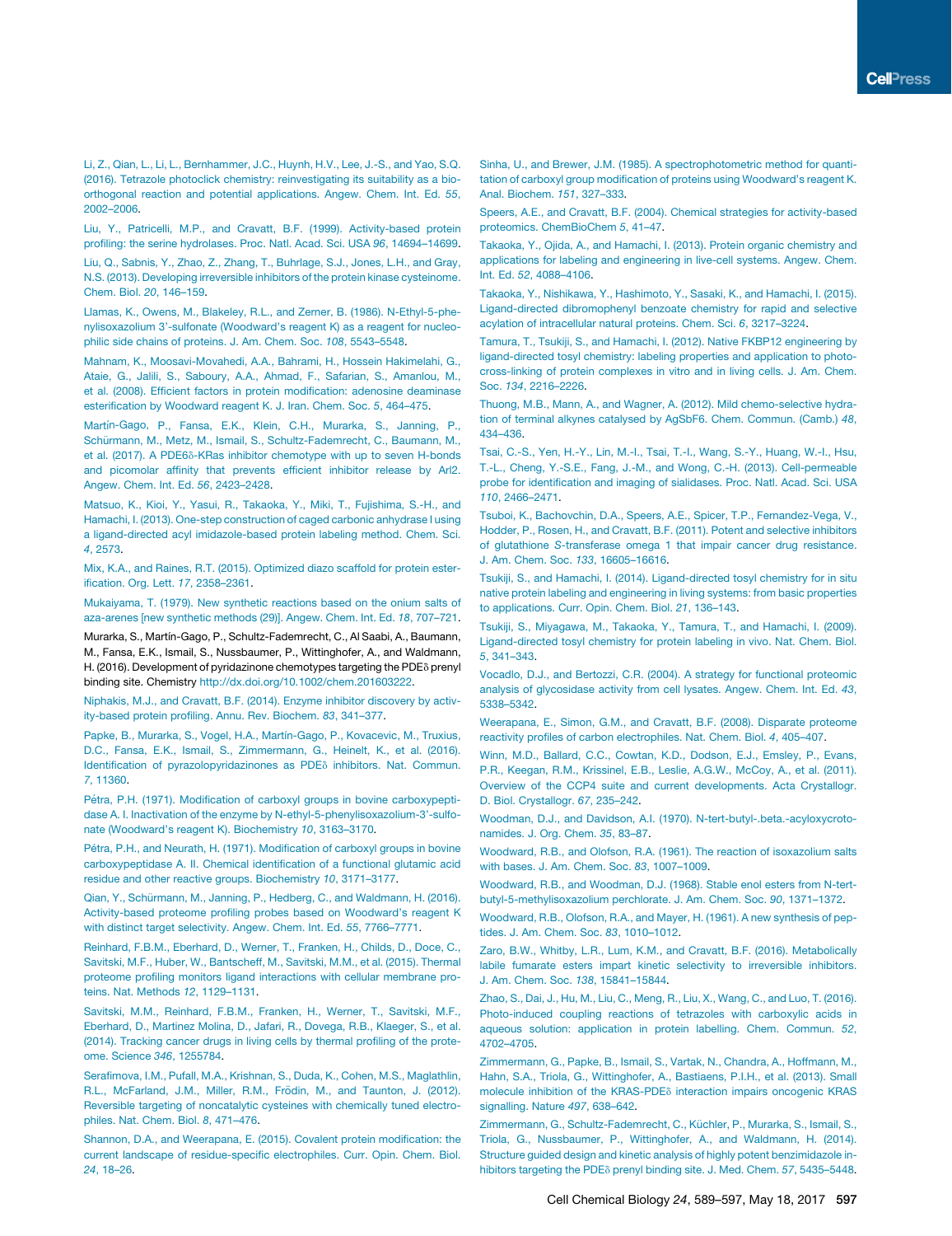Li, Z., Qian, L., Li, L., Bernhammer, J.C., Huynh, H.V., Lee, J.-S., and Yao, S.Q. (2016). Tetrazole photoclick chemistry: reinvestigating its suitability as a bioorthogonal reaction and potential applications. Angew. Chem. Int. Ed. *55*, 2002–2006.

Liu, Y., Patricelli, M.P., and Cravatt, B.F. (1999). Activity-based protein profiling: the serine hydrolases. Proc. Natl. Acad. Sci. USA *96*, 14694–14699.

Liu, Q., Sabnis, Y., Zhao, Z., Zhang, T., Buhrlage, S.J., Jones, L.H., and Gray, N.S. (2013). Developing irreversible inhibitors of the protein kinase cysteinome. Chem. Biol. *20*, 146–159.

Llamas, K., Owens, M., Blakeley, R.L., and Zerner, B. (1986). N-Ethyl-5-phenylisoxazolium 3′-sulfonate (Woodward's reagent K) as a reagent for nucleophilic side chains of proteins. J. Am. Chem. Soc. *108*, 5543–5548.

Mahnam, K., Moosavi-Movahedi, A.A., Bahrami, H., Hossein Hakimelahi, G., Ataie, G., Jalili, S., Saboury, A.A., Ahmad, F., Safarian, S., Amanlou, M., et al. (2008). Efficient factors in protein modification: adenosine deaminase esterification by Woodward reagent K. J. Iran. Chem. Soc. *5*, 464–475.

Martín-Gago, P., Fansa, E.K., Klein, C.H., Murarka, S., Janning, P., Schürmann, M., Metz, M., Ismail, S., Schultz-Fademrecht, C., Baumann, M., et al. (2017). A PDE6δ-KRas inhibitor chemotype with up to seven H-bonds and picomolar affinity that prevents efficient inhibitor release by Arl2. Angew. Chem. Int. Ed. *56*, 2423–2428.

Matsuo, K., Kioi, Y., Yasui, R., Takaoka, Y., Miki, T., Fujishima, S.-H., and Hamachi, I. (2013). One-step construction of caged carbonic anhydrase I using a ligand-directed acyl imidazole-based protein labeling method. Chem. Sci. *4*, 2573.

Mix, K.A., and Raines, R.T. (2015). Optimized diazo scaffold for protein esterification. Org. Lett. *17*, 2358–2361.

Mukaiyama, T. (1979). New synthetic reactions based on the onium salts of aza-arenes [new synthetic methods (29)]. Angew. Chem. Int. Ed. *18*, 707–721.

Murarka, S., Martín-Gago, P., Schultz-Fademrecht, C., Al Saabi, A., Baumann, M., Fansa, E.K., Ismail, S., Nussbaumer, P., Wittinghofer, A., and Waldmann, H. (2016). Development of pyridazinone chemotypes targeting the PDEδ prenyl binding site. Chemistry http://dx.doi.org/10.1002/chem.201603222.

Niphakis, M.J., and Cravatt, B.F. (2014). Enzyme inhibitor discovery by activity-based protein profiling. Annu. Rev. Biochem. *83*, 341–377.

Papke, B., Murarka, S., Vogel, H.A., Martín-Gago, P., Kovacevic, M., Truxius, D.C., Fansa, E.K., Ismail, S., Zimmermann, G., Heinelt, K., et al. (2016). Identification of pyrazolopyridazinones as PDEδ inhibitors. Nat. Commun. *7*, 11360.

Pétra, P.H. (1971). Modification of carboxyl groups in bovine carboxypeptidase A. I. Inactivation of the enzyme by N-ethyl-5-phenylisoxazolium-3′-sulfonate (Woodward's reagent K) Biochemistry *10*, 3163–3170.

Pétra, P.H., and Neurath, H. (1971). Modification of carboxyl groups in bovine carboxypeptidase A. II. Chemical identification of a functional glutamic acid residue and other reactive groups. Biochemistry *10*, 3171–3177.

Qian, Y., Schürmann, M., Janning, P., Hedberg, C., and Waldmann, H. (2016). Activity-based proteome profiling probes based on Woodward's reagent K with distinct target selectivity. Angew. Chem. Int. Ed. *55*, 7766–7771.

Reinhard, F.B.M., Eberhard, D., Werner, T., Franken, H., Childs, D., Doce, C., Savitski, M.F., Huber, W., Bantscheff, M., Savitski, M.M., et al. (2015). Thermal proteome profiling monitors ligand interactions with cellular membrane proteins. Nat. Methods *12*, 1129–1131.

Savitski, M.M., Reinhard, F.B.M., Franken, H., Werner, T., Savitski, M.F., Eberhard, D., Martinez Molina, D., Jafari, R., Dovega, R.B., Klaeger, S., et al. (2014). Tracking cancer drugs in living cells by thermal profiling of the proteome. Science *346*, 1255784.

Serafimova, I.M., Pufall, M.A., Krishnan, S., Duda, K., Cohen, M.S., Maglathlin, R.L., McFarland, J.M., Miller, R.M., Frödin, M., and Taunton, J. (2012). Reversible targeting of noncatalytic cysteines with chemically tuned electrophiles. Nat. Chem. Biol. *8*, 471–476.

Shannon, D.A., and Weerapana, E. (2015). Covalent protein modification: the current landscape of residue-specific electrophiles. Curr. Opin. Chem. Biol. *24*, 18–26.

Sinha, U., and Brewer, J.M. (1985). A spectrophotometric method for quantitation of carboxyl group modification of proteins using Woodward's reagent K. Anal. Biochem. *151*, 327–333.

Speers, A.E., and Cravatt, B.F. (2004). Chemical strategies for activity-based proteomics. ChemBioChem *5*, 41–47.

Takaoka, Y., Ojida, A., and Hamachi, I. (2013). Protein organic chemistry and applications for labeling and engineering in live-cell systems. Angew. Chem. Int. Ed. *52*, 4088–4106.

Takaoka, Y., Nishikawa, Y., Hashimoto, Y., Sasaki, K., and Hamachi, I. (2015). Ligand-directed dibromophenyl benzoate chemistry for rapid and selective acylation of intracellular natural proteins. Chem. Sci. *6*, 3217–3224.

Tamura, T., Tsukiji, S., and Hamachi, I. (2012). Native FKBP12 engineering by ligand-directed tosyl chemistry: labeling properties and application to photo-cross-linking of protein complexes in vitro and in living cells. J. Am. Chem. Soc. *134*, 2216–2226.

Thuong, M.B., Mann, A., and Wagner, A. (2012). Mild chemo-selective hydration of terminal alkynes catalysed by AgSbF6. Chem. Commun. (Camb.) *48*, 434–436.

Tsai, C.-S., Yen, H.-Y., Lin, M.-I., Tsai, T.-I., Wang, S.-Y., Huang, W.-I., Hsu, T.-L., Cheng, Y.-S.E., Fang, J.-M., and Wong, C.-H. (2013). Cell-permeable probe for identification and imaging of sialidases. Proc. Natl. Acad. Sci. USA *110*, 2466–2471.

Tsuboi, K., Bachovchin, D.A., Speers, A.E., Spicer, T.P., Fernandez-Vega, V., Hodder, P., Rosen, H., and Cravatt, B.F. (2011). Potent and selective inhibitors of glutathione *S*-transferase omega 1 that impair cancer drug resistance. J. Am. Chem. Soc. *133*, 16605–16616.

Tsukiji, S., and Hamachi, I. (2014). Ligand-directed tosyl chemistry for in situ native protein labeling and engineering in living systems: from basic properties to applications. Curr. Opin. Chem. Biol. *21*, 136–143.

Tsukiji, S., Miyagawa, M., Takaoka, Y., Tamura, T., and Hamachi, I. (2009). Ligand-directed tosyl chemistry for protein labeling in vivo. Nat. Chem. Biol. *5*, 341–343.

Vocadlo, D.J., and Bertozzi, C.R. (2004). A strategy for functional proteomic analysis of glycosidase activity from cell lysates. Angew. Chem. Int. Ed. *43*, 5338–5342.

Weerapana, E., Simon, G.M., and Cravatt, B.F. (2008). Disparate proteome reactivity profiles of carbon electrophiles. Nat. Chem. Biol. *4*, 405–407.

Winn, M.D., Ballard, C.C., Cowtan, K.D., Dodson, E.J., Emsley, P., Evans, P.R., Keegan, R.M., Krissinel, E.B., Leslie, A.G.W., McCoy, A., et al. (2011). Overview of the CCP4 suite and current developments. Acta Crystallogr. D. Biol. Crystallogr. *67*, 235–242.

Woodman, D.J., and Davidson, A.I. (1970). N-tert-butyl-.beta.-acyloxycrotonamides. J. Org. Chem. *35*, 83–87.

Woodward, R.B., and Olofson, R.A. (1961). The reaction of isoxazolium salts with bases. J. Am. Chem. Soc. *83*, 1007–1009.

Woodward, R.B., and Woodman, D.J. (1968). Stable enol esters from N-tert-butyl-5-methylisoxazolium perchlorate. J. Am. Chem. Soc. *90*, 1371–1372.

Woodward, R.B., Olofson, R.A., and Mayer, H. (1961). A new synthesis of peptides. J. Am. Chem. Soc. *83*, 1010–1012.

Zaro, B.W., Whitby, L.R., Lum, K.M., and Cravatt, B.F. (2016). Metabolically labile fumarate esters impart kinetic selectivity to irreversible inhibitors. J. Am. Chem. Soc. *138*, 15841–15844.

Zhao, S., Dai, J., Hu, M., Liu, C., Meng, R., Liu, X., Wang, C., and Luo, T. (2016). Photo-induced coupling reactions of tetrazoles with carboxylic acids in aqueous solution: application in protein labelling. Chem. Commun. *52*, 4702–4705.

Zimmermann, G., Papke, B., Ismail, S., Vartak, N., Chandra, A., Hoffmann, M., Hahn, S.A., Triola, G., Wittinghofer, A., Bastiaens, P.I.H., et al. (2013). Small molecule inhibition of the KRAS-PDEδ interaction impairs oncogenic KRAS signalling. Nature *497*, 638–642.

Zimmermann, G., Schultz-Fademrecht, C., Küchler, P., Murarka, S., Ismail, S., Triola, G., Nussbaumer, P., Wittinghofer, A., and Waldmann, H. (2014). Structure guided design and kinetic analysis of highly potent benzimidazole inhibitors targeting the PDEδ prenyl binding site. J. Med. Chem. *57*, 5435–5448.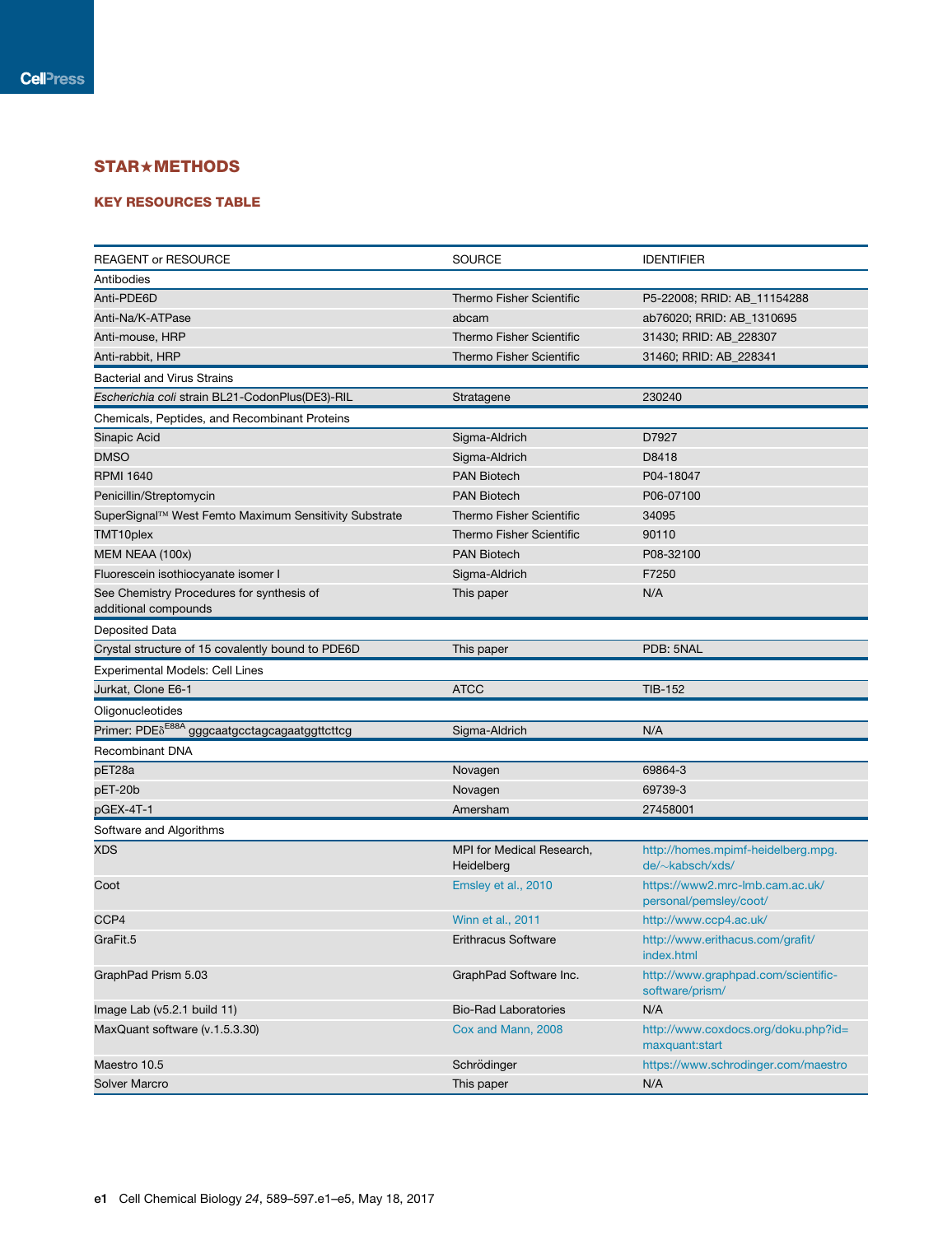## STAR★METHODS

### KEY RESOURCES TABLE

| REAGENT or RESOURCE | SOURCE | IDENTIFIER |
|---|---|---|
| Antibodies | | |
| Anti-PDE6D | Thermo Fisher Scientific | P5-22008; RRID: AB_11154288 |
| Anti-Na/K-ATPase | abcam | ab76020; RRID: AB_1310695 |
| Anti-mouse, HRP | Thermo Fisher Scientific | 31430; RRID: AB_228307 |
| Anti-rabbit, HRP | Thermo Fisher Scientific | 31460; RRID: AB_228341 |
| Bacterial and Virus Strains | | |
| *Escherichia coli* strain BL21-CodonPlus(DE3)-RIL | Stratagene | 230240 |
| Chemicals, Peptides, and Recombinant Proteins | | |
| Sinapic Acid | Sigma-Aldrich | D7927 |
| DMSO | Sigma-Aldrich | D8418 |
| RPMI 1640 | PAN Biotech | P04-18047 |
| Penicillin/Streptomycin | PAN Biotech | P06-07100 |
| SuperSignal™ West Femto Maximum Sensitivity Substrate | Thermo Fisher Scientific | 34095 |
| TMT10plex | Thermo Fisher Scientific | 90110 |
| MEM NEAA (100x) | PAN Biotech | P08-32100 |
| Fluorescein isothiocyanate isomer I | Sigma-Aldrich | F7250 |
| See Chemistry Procedures for synthesis of additional compounds | This paper | N/A |
| Deposited Data | | |
| Crystal structure of 15 covalently bound to PDE6D | This paper | PDB: 5NAL |
| Experimental Models: Cell Lines | | |
| Jurkat, Clone E6-1 | ATCC | TIB-152 |
| Oligonucleotides | | |
| Primer: PDE$\delta^{E88A}$ gggcaatgcctagcagaatggttcttcg | Sigma-Aldrich | N/A |
| Recombinant DNA | | |
| pET28a | Novagen | 69864-3 |
| pET-20b | Novagen | 69739-3 |
| pGEX-4T-1 | Amersham | 27458001 |
| Software and Algorithms | | |
| XDS | MPI for Medical Research, Heidelberg | http://homes.mpimf-heidelberg.mpg.de/~kabsch/xds/ |
| Coot | Emsley et al., 2010 | https://www2.mrc-lmb.cam.ac.uk/personal/pemsley/coot/ |
| CCP4 | Winn et al., 2011 | http://www.ccp4.ac.uk/ |
| GraFit.5 | Erithacus Software | http://www.erithacus.com/grafit/index.html |
| GraphPad Prism 5.03 | GraphPad Software Inc. | http://www.graphpad.com/scientific-software/prism/ |
| Image Lab (v5.2.1 build 11) | Bio-Rad Laboratories | N/A |
| MaxQuant software (v.1.5.3.30) | Cox and Mann, 2008 | http://www.coxdocs.org/doku.php?id=maxquant:start |
| Maestro 10.5 | Schrödinger | https://www.schrodinger.com/maestro |
| Solver Marcro | This paper | N/A |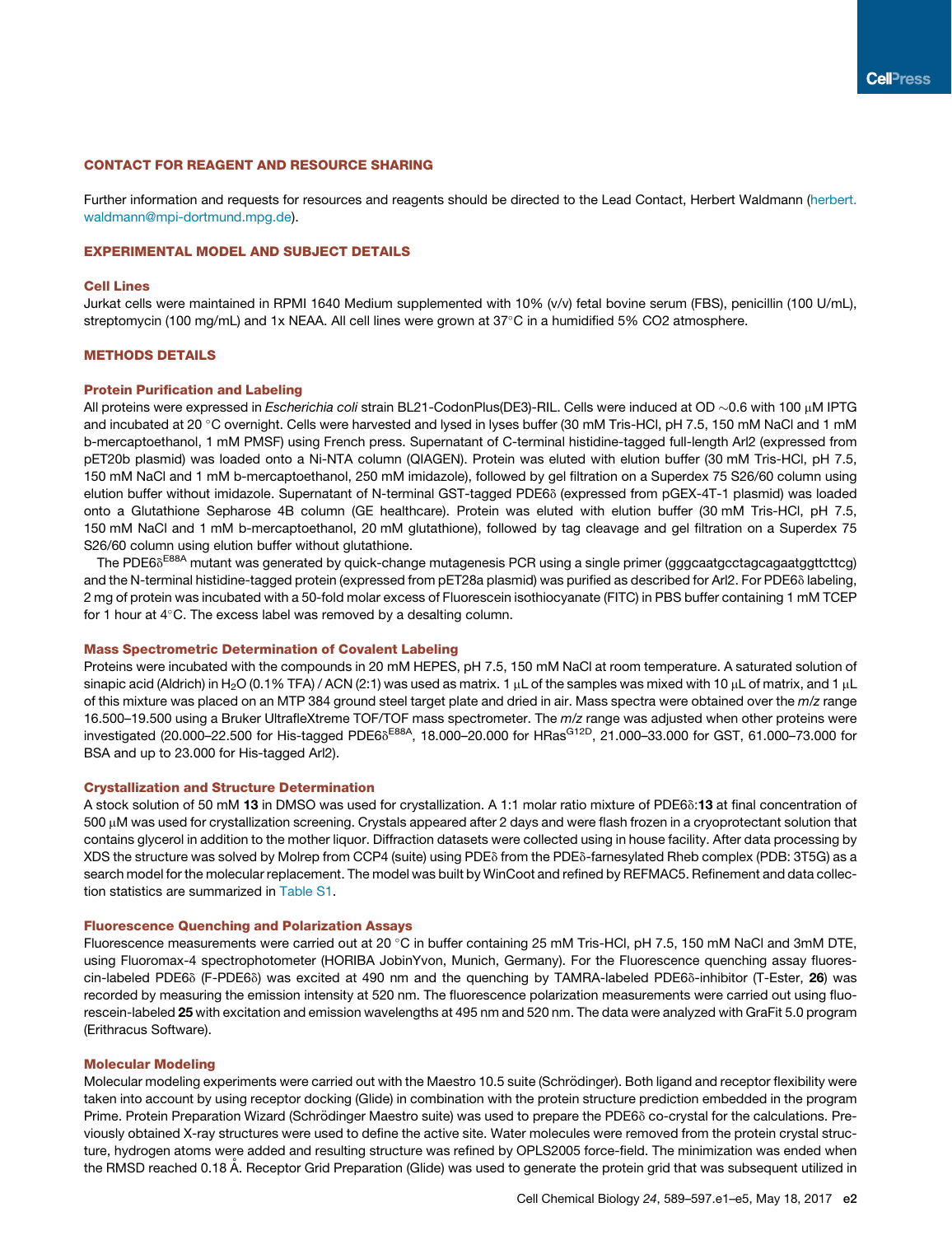## CONTACT FOR REAGENT AND RESOURCE SHARING

Further information and requests for resources and reagents should be directed to the Lead Contact, Herbert Waldmann (herbert.waldmann@mpi-dortmund.mpg.de).

## EXPERIMENTAL MODEL AND SUBJECT DETAILS

### Cell Lines

Jurkat cells were maintained in RPMI 1640 Medium supplemented with 10% (v/v) fetal bovine serum (FBS), penicillin (100 U/mL), streptomycin (100 mg/mL) and 1x NEAA. All cell lines were grown at 37°C in a humidified 5% CO2 atmosphere.

## METHODS DETAILS

### Protein Purification and Labeling

All proteins were expressed in *Escherichia coli* strain BL21-CodonPlus(DE3)-RIL. Cells were induced at OD ~0.6 with 100 μM IPTG and incubated at 20 °C overnight. Cells were harvested and lysed in lyses buffer (30 mM Tris-HCl, pH 7.5, 150 mM NaCl and 1 mM b-mercaptoethanol, 1 mM PMSF) using French press. Supernatant of C-terminal histidine-tagged full-length Arl2 (expressed from pET20b plasmid) was loaded onto a Ni-NTA column (QIAGEN). Protein was eluted with elution buffer (30 mM Tris-HCl, pH 7.5, 150 mM NaCl and 1 mM b-mercaptoethanol, 250 mM imidazole), followed by gel filtration on a Superdex 75 S26/60 column using elution buffer without imidazole. Supernatant of N-terminal GST-tagged PDE6δ (expressed from pGEX-4T-1 plasmid) was loaded onto a Glutathione Sepharose 4B column (GE healthcare). Protein was eluted with elution buffer (30 mM Tris-HCl, pH 7.5, 150 mM NaCl and 1 mM b-mercaptoethanol, 20 mM glutathione), followed by tag cleavage and gel filtration on a Superdex 75 S26/60 column using elution buffer without glutathione.

The PDE6δ$^{E88A}$ mutant was generated by quick-change mutagenesis PCR using a single primer (gggcaatgcctagcagaatggttcttcg) and the N-terminal histidine-tagged protein (expressed from pET28a plasmid) was purified as described for Arl2. For PDE6δ labeling, 2 mg of protein was incubated with a 50-fold molar excess of Fluorescein isothiocyanate (FITC) in PBS buffer containing 1 mM TCEP for 1 hour at 4°C. The excess label was removed by a desalting column.

### Mass Spectrometric Determination of Covalent Labeling

Proteins were incubated with the compounds in 20 mM HEPES, pH 7.5, 150 mM NaCl at room temperature. A saturated solution of sinapic acid (Aldrich) in $H_2O$ (0.1% TFA) / ACN (2:1) was used as matrix. 1 μL of the samples was mixed with 10 μL of matrix, and 1 μL of this mixture was placed on an MTP 384 ground steel target plate and dried in air. Mass spectra were obtained over the *m/z* range 16.500–19.500 using a Bruker UltrafleXtreme TOF/TOF mass spectrometer. The *m/z* range was adjusted when other proteins were investigated (20.000–22.500 for His-tagged PDE6δ$^{E88A}$, 18.000–20.000 for HRas$^{G12D}$, 21.000–33.000 for GST, 61.000–73.000 for BSA and up to 23.000 for His-tagged Arl2).

### Crystallization and Structure Determination

A stock solution of 50 mM **13** in DMSO was used for crystallization. A 1:1 molar ratio mixture of PDE6δ:**13** at final concentration of 500 μM was used for crystallization screening. Crystals appeared after 2 days and were flash frozen in a cryoprotectant solution that contains glycerol in addition to the mother liquor. Diffraction datasets were collected using in house facility. After data processing by XDS the structure was solved by Molrep from CCP4 (suite) using PDEδ from the PDEδ-farnesylated Rheb complex (PDB: 3T5G) as a search model for the molecular replacement. The model was built by WinCoot and refined by REFMAC5. Refinement and data collection statistics are summarized in Table S1.

### Fluorescence Quenching and Polarization Assays

Fluorescence measurements were carried out at 20 °C in buffer containing 25 mM Tris-HCl, pH 7.5, 150 mM NaCl and 3mM DTE, using Fluoromax-4 spectrophotometer (HORIBA JobinYvon, Munich, Germany). For the Fluorescence quenching assay fluorescin-labeled PDE6δ (F-PDE6δ) was excited at 490 nm and the quenching by TAMRA-labeled PDE6δ-inhibitor (T-Ester, **26**) was recorded by measuring the emission intensity at 520 nm. The fluorescence polarization measurements were carried out using fluorescein-labeled **25** with excitation and emission wavelengths at 495 nm and 520 nm. The data were analyzed with GraFit 5.0 program (Erithracus Software).

### Molecular Modeling

Molecular modeling experiments were carried out with the Maestro 10.5 suite (Schrödinger). Both ligand and receptor flexibility were taken into account by using receptor docking (Glide) in combination with the protein structure prediction embedded in the program Prime. Protein Preparation Wizard (Schrödinger Maestro suite) was used to prepare the PDE6δ co-crystal for the calculations. Previously obtained X-ray structures were used to define the active site. Water molecules were removed from the protein crystal structure, hydrogen atoms were added and resulting structure was refined by OPLS2005 force-field. The minimization was ended when the RMSD reached 0.18 Å. Receptor Grid Preparation (Glide) was used to generate the protein grid that was subsequent utilized in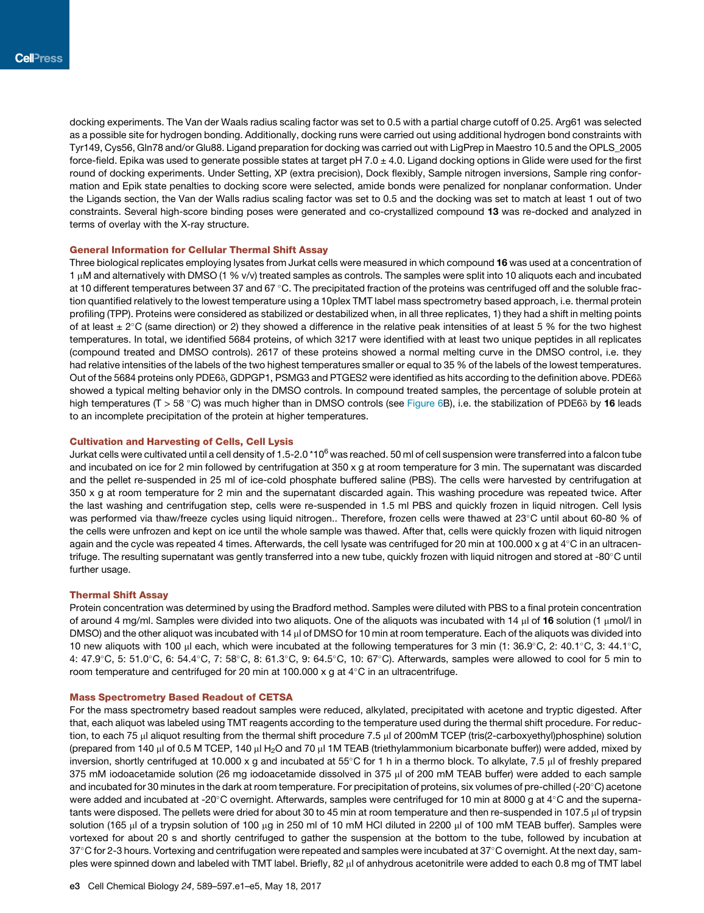docking experiments. The Van der Waals radius scaling factor was set to 0.5 with a partial charge cutoff of 0.25. Arg61 was selected as a possible site for hydrogen bonding. Additionally, docking runs were carried out using additional hydrogen bond constraints with Tyr149, Cys56, Gln78 and/or Glu88. Ligand preparation for docking was carried out with LigPrep in Maestro 10.5 and the OPLS_2005 force-field. Epika was used to generate possible states at target pH 7.0 ± 4.0. Ligand docking options in Glide were used for the first round of docking experiments. Under Setting, XP (extra precision), Dock flexibly, Sample nitrogen inversions, Sample ring conformation and Epik state penalties to docking score were selected, amide bonds were penalized for nonplanar conformation. Under the Ligands section, the Van der Walls radius scaling factor was set to 0.5 and the docking was set to match at least 1 out of two constraints. Several high-score binding poses were generated and co-crystallized compound **13** was re-docked and analyzed in terms of overlay with the X-ray structure.

### General Information for Cellular Thermal Shift Assay

Three biological replicates employing lysates from Jurkat cells were measured in which compound **16** was used at a concentration of 1 μM and alternatively with DMSO (1 % v/v) treated samples as controls. The samples were split into 10 aliquots each and incubated at 10 different temperatures between 37 and 67 °C. The precipitated fraction of the proteins was centrifuged off and the soluble fraction quantified relatively to the lowest temperature using a 10plex TMT label mass spectrometry based approach, i.e. thermal protein profiling (TPP). Proteins were considered as stabilized or destabilized when, in all three replicates, 1) they had a shift in melting points of at least ± 2°C (same direction) or 2) they showed a difference in the relative peak intensities of at least 5 % for the two highest temperatures. In total, we identified 5684 proteins, of which 3217 were identified with at least two unique peptides in all replicates (compound treated and DMSO controls). 2617 of these proteins showed a normal melting curve in the DMSO control, i.e. they had relative intensities of the labels of the two highest temperatures smaller or equal to 35 % of the labels of the lowest temperatures. Out of the 5684 proteins only PDE6δ, GDPGP1, PSMG3 and PTGES2 were identified as hits according to the definition above. PDE6δ showed a typical melting behavior only in the DMSO controls. In compound treated samples, the percentage of soluble protein at high temperatures (T > 58 °C) was much higher than in DMSO controls (see Figure 6B), i.e. the stabilization of PDE6δ by **16** leads to an incomplete precipitation of the protein at higher temperatures.

### Cultivation and Harvesting of Cells, Cell Lysis

Jurkat cells were cultivated until a cell density of 1.5-2.0 $*10^6$ was reached. 50 ml of cell suspension were transferred into a falcon tube and incubated on ice for 2 min followed by centrifugation at 350 x g at room temperature for 3 min. The supernatant was discarded and the pellet re-suspended in 25 ml of ice-cold phosphate buffered saline (PBS). The cells were harvested by centrifugation at 350 x g at room temperature for 2 min and the supernatant discarded again. This washing procedure was repeated twice. After the last washing and centrifugation step, cells were re-suspended in 1.5 ml PBS and quickly frozen in liquid nitrogen. Cell lysis was performed via thaw/freeze cycles using liquid nitrogen.. Therefore, frozen cells were thawed at 23°C until about 60-80 % of the cells were unfrozen and kept on ice until the whole sample was thawed. After that, cells were quickly frozen with liquid nitrogen again and the cycle was repeated 4 times. Afterwards, the cell lysate was centrifuged for 20 min at 100.000 x g at 4°C in an ultracentrifuge. The resulting supernatant was gently transferred into a new tube, quickly frozen with liquid nitrogen and stored at -80°C until further usage.

### Thermal Shift Assay

Protein concentration was determined by using the Bradford method. Samples were diluted with PBS to a final protein concentration of around 4 mg/ml. Samples were divided into two aliquots. One of the aliquots was incubated with 14 μl of **16** solution (1 μmol/l in DMSO) and the other aliquot was incubated with 14 μl of DMSO for 10 min at room temperature. Each of the aliquots was divided into 10 new aliquots with 100 μl each, which were incubated at the following temperatures for 3 min (1: 36.9°C, 2: 40.1°C, 3: 44.1°C, 4: 47.9°C, 5: 51.0°C, 6: 54.4°C, 7: 58°C, 8: 61.3°C, 9: 64.5°C, 10: 67°C). Afterwards, samples were allowed to cool for 5 min to room temperature and centrifuged for 20 min at 100.000 x g at 4°C in an ultracentrifuge.

### Mass Spectrometry Based Readout of CETSA

For the mass spectrometry based readout samples were reduced, alkylated, precipitated with acetone and tryptic digested. After that, each aliquot was labeled using TMT reagents according to the temperature used during the thermal shift procedure. For reduction, to each 75 μl aliquot resulting from the thermal shift procedure 7.5 μl of 200mM TCEP (tris(2-carboxyethyl)phosphine) solution (prepared from 140 μl of 0.5 M TCEP, 140 μl $H_2O$ and 70 μl 1M TEAB (triethylammonium bicarbonate buffer)) were added, mixed by inversion, shortly centrifuged at 10.000 x g and incubated at 55°C for 1 h in a thermo block. To alkylate, 7.5 μl of freshly prepared 375 mM iodoacetamide solution (26 mg iodoacetamide dissolved in 375 μl of 200 mM TEAB buffer) were added to each sample and incubated for 30 minutes in the dark at room temperature. For precipitation of proteins, six volumes of pre-chilled (-20°C) acetone were added and incubated at -20°C overnight. Afterwards, samples were centrifuged for 10 min at 8000 g at 4°C and the supernatants were disposed. The pellets were dried for about 30 to 45 min at room temperature and then re-suspended in 107.5 μl of trypsin solution (165 μl of a trypsin solution of 100 μg in 250 ml of 10 mM HCl diluted in 2200 μl of 100 mM TEAB buffer). Samples were vortexed for about 20 s and shortly centrifuged to gather the suspension at the bottom to the tube, followed by incubation at 37°C for 2-3 hours. Vortexing and centrifugation were repeated and samples were incubated at 37°C overnight. At the next day, samples were spinned down and labeled with TMT label. Briefly, 82 μl of anhydrous acetonitrile were added to each 0.8 mg of TMT label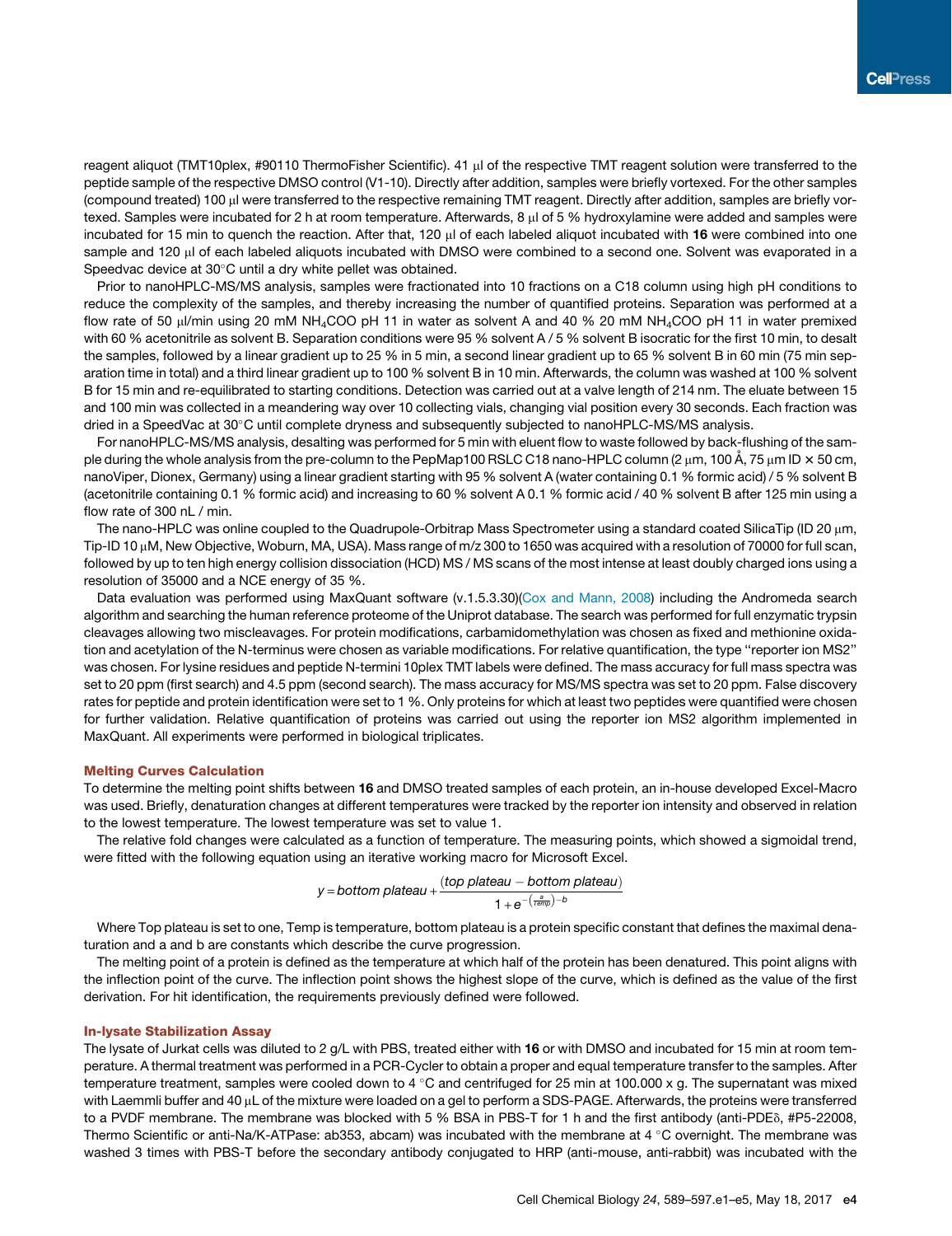reagent aliquot (TMT10plex, #90110 ThermoFisher Scientific). 41 μl of the respective TMT reagent solution were transferred to the peptide sample of the respective DMSO control (V1-10). Directly after addition, samples were briefly vortexed. For the other samples (compound treated) 100 μl were transferred to the respective remaining TMT reagent. Directly after addition, samples are briefly vortexed. Samples were incubated for 2 h at room temperature. Afterwards, 8 μl of 5 % hydroxylamine were added and samples were incubated for 15 min to quench the reaction. After that, 120 μl of each labeled aliquot incubated with **16** were combined into one sample and 120 μl of each labeled aliquots incubated with DMSO were combined to a second one. Solvent was evaporated in a Speedvac device at 30°C until a dry white pellet was obtained.

Prior to nanoHPLC-MS/MS analysis, samples were fractionated into 10 fractions on a C18 column using high pH conditions to reduce the complexity of the samples, and thereby increasing the number of quantified proteins. Separation was performed at a flow rate of 50 μl/min using 20 mM $NH_4COO$ pH 11 in water as solvent A and 40 % 20 mM $NH_4COO$ pH 11 in water premixed with 60 % acetonitrile as solvent B. Separation conditions were 95 % solvent A / 5 % solvent B isocratic for the first 10 min, to desalt the samples, followed by a linear gradient up to 25 % in 5 min, a second linear gradient up to 65 % solvent B in 60 min (75 min separation time in total) and a third linear gradient up to 100 % solvent B in 10 min. Afterwards, the column was washed at 100 % solvent B for 15 min and re-equilibrated to starting conditions. Detection was carried out at a valve length of 214 nm. The eluate between 15 and 100 min was collected in a meandering way over 10 collecting vials, changing vial position every 30 seconds. Each fraction was dried in a SpeedVac at 30°C until complete dryness and subsequently subjected to nanoHPLC-MS/MS analysis.

For nanoHPLC-MS/MS analysis, desalting was performed for 5 min with eluent flow to waste followed by back-flushing of the sample during the whole analysis from the pre-column to the PepMap100 RSLC C18 nano-HPLC column (2 μm, 100 Å, 75 μm ID × 50 cm, nanoViper, Dionex, Germany) using a linear gradient starting with 95 % solvent A (water containing 0.1 % formic acid) / 5 % solvent B (acetonitrile containing 0.1 % formic acid) and increasing to 60 % solvent A 0.1 % formic acid / 40 % solvent B after 125 min using a flow rate of 300 nL / min.

The nano-HPLC was online coupled to the Quadrupole-Orbitrap Mass Spectrometer using a standard coated SilicaTip (ID 20 μm, Tip-ID 10 μM, New Objective, Woburn, MA, USA). Mass range of m/z 300 to 1650 was acquired with a resolution of 70000 for full scan, followed by up to ten high energy collision dissociation (HCD) MS / MS scans of the most intense at least doubly charged ions using a resolution of 35000 and a NCE energy of 35 %.

Data evaluation was performed using MaxQuant software (v.1.5.3.30)(Cox and Mann, 2008) including the Andromeda search algorithm and searching the human reference proteome of the Uniprot database. The search was performed for full enzymatic trypsin cleavages allowing two miscleavages. For protein modifications, carbamidomethylation was chosen as fixed and methionine oxidation and acetylation of the N-terminus were chosen as variable modifications. For relative quantification, the type "reporter ion MS2" was chosen. For lysine residues and peptide N-termini 10plex TMT labels were defined. The mass accuracy for full mass spectra was set to 20 ppm (first search) and 4.5 ppm (second search). The mass accuracy for MS/MS spectra was set to 20 ppm. False discovery rates for peptide and protein identification were set to 1 %. Only proteins for which at least two peptides were quantified were chosen for further validation. Relative quantification of proteins was carried out using the reporter ion MS2 algorithm implemented in MaxQuant. All experiments were performed in biological triplicates.

### Melting Curves Calculation

To determine the melting point shifts between **16** and DMSO treated samples of each protein, an in-house developed Excel-Macro was used. Briefly, denaturation changes at different temperatures were tracked by the reporter ion intensity and observed in relation to the lowest temperature. The lowest temperature was set to value 1.

The relative fold changes were calculated as a function of temperature. The measuring points, which showed a sigmoidal trend, were fitted with the following equation using an iterative working macro for Microsoft Excel.

$$y = bottom\ plateau + \frac{(top\ plateau - bottom\ plateau)}{1 + e^{-\left(\frac{a}{Temp}\right)-b}}$$

Where Top plateau is set to one, Temp is temperature, bottom plateau is a protein specific constant that defines the maximal denaturation and a and b are constants which describe the curve progression.

The melting point of a protein is defined as the temperature at which half of the protein has been denatured. This point aligns with the inflection point of the curve. The inflection point shows the highest slope of the curve, which is defined as the value of the first derivation. For hit identification, the requirements previously defined were followed.

### In-lysate Stabilization Assay

The lysate of Jurkat cells was diluted to 2 g/L with PBS, treated either with **16** or with DMSO and incubated for 15 min at room temperature. A thermal treatment was performed in a PCR-Cycler to obtain a proper and equal temperature transfer to the samples. After temperature treatment, samples were cooled down to 4 °C and centrifuged for 25 min at 100.000 x g. The supernatant was mixed with Laemmli buffer and 40 μL of the mixture were loaded on a gel to perform a SDS-PAGE. Afterwards, the proteins were transferred to a PVDF membrane. The membrane was blocked with 5 % BSA in PBS-T for 1 h and the first antibody (anti-PDEδ, #P5-22008, Thermo Scientific or anti-Na/K-ATPase: ab353, abcam) was incubated with the membrane at 4 °C overnight. The membrane was washed 3 times with PBS-T before the secondary antibody conjugated to HRP (anti-mouse, anti-rabbit) was incubated with the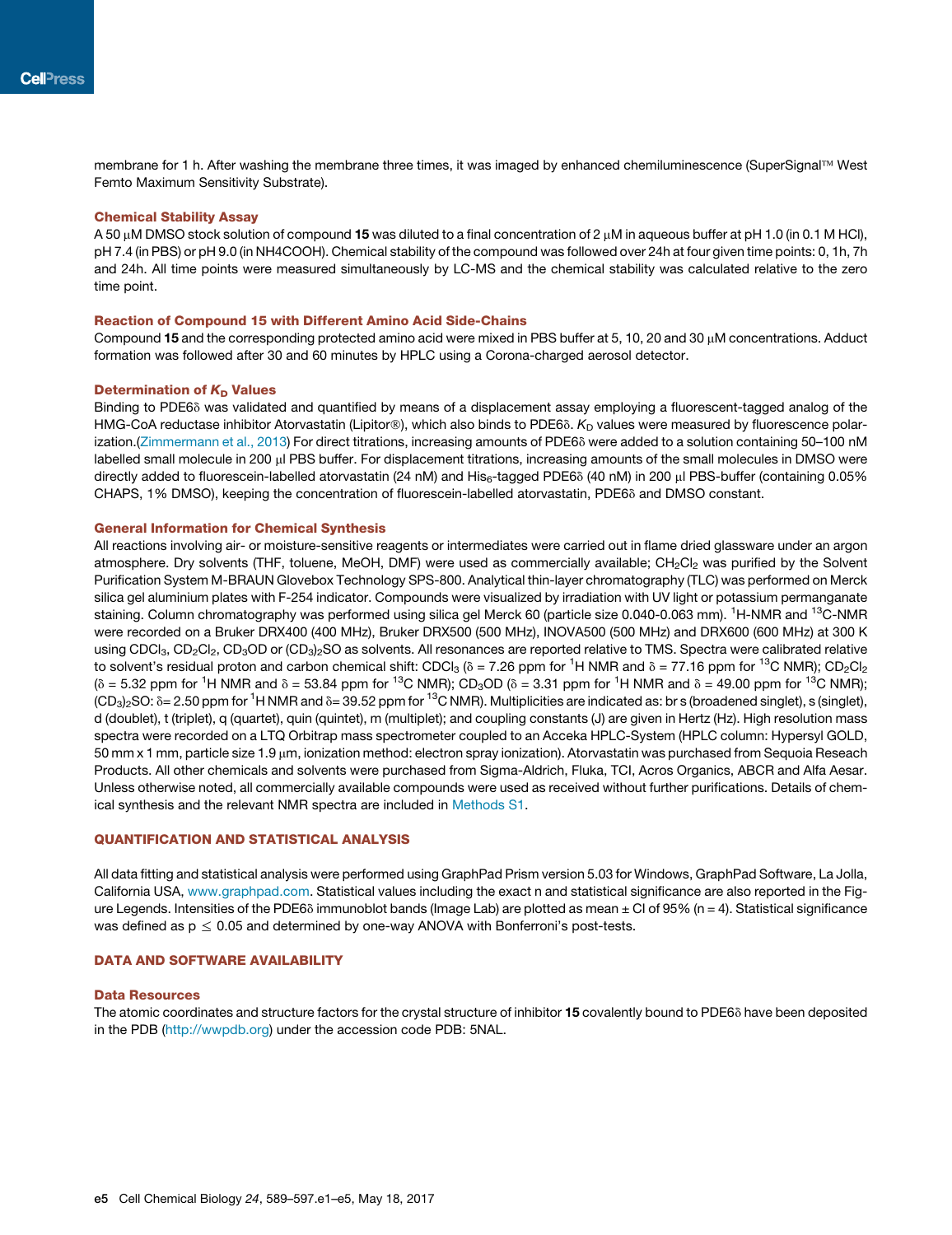membrane for 1 h. After washing the membrane three times, it was imaged by enhanced chemiluminescence (SuperSignal™ West Femto Maximum Sensitivity Substrate).

### Chemical Stability Assay

A 50 μM DMSO stock solution of compound **15** was diluted to a final concentration of 2 μM in aqueous buffer at pH 1.0 (in 0.1 M HCl), pH 7.4 (in PBS) or pH 9.0 (in NH4COOH). Chemical stability of the compound was followed over 24h at four given time points: 0, 1h, 7h and 24h. All time points were measured simultaneously by LC-MS and the chemical stability was calculated relative to the zero time point.

### Reaction of Compound 15 with Different Amino Acid Side-Chains

Compound **15** and the corresponding protected amino acid were mixed in PBS buffer at 5, 10, 20 and 30 μM concentrations. Adduct formation was followed after 30 and 60 minutes by HPLC using a Corona-charged aerosol detector.

### Determination of $K_D$ Values

Binding to PDE6δ was validated and quantified by means of a displacement assay employing a fluorescent-tagged analog of the HMG-CoA reductase inhibitor Atorvastatin (Lipitor®), which also binds to PDE6δ. $K_D$ values were measured by fluorescence polarization.(Zimmermann et al., 2013) For direct titrations, increasing amounts of PDE6δ were added to a solution containing 50–100 nM labelled small molecule in 200 μl PBS buffer. For displacement titrations, increasing amounts of the small molecules in DMSO were directly added to fluorescein-labelled atorvastatin (24 nM) and $His_6$-tagged PDE6δ (40 nM) in 200 μl PBS-buffer (containing 0.05% CHAPS, 1% DMSO), keeping the concentration of fluorescein-labelled atorvastatin, PDE6δ and DMSO constant.

### General Information for Chemical Synthesis

All reactions involving air- or moisture-sensitive reagents or intermediates were carried out in flame dried glassware under an argon atmosphere. Dry solvents (THF, toluene, MeOH, DMF) were used as commercially available; $CH_2Cl_2$ was purified by the Solvent Purification System M-BRAUN Glovebox Technology SPS-800. Analytical thin-layer chromatography (TLC) was performed on Merck silica gel aluminium plates with F-254 indicator. Compounds were visualized by irradiation with UV light or potassium permanganate staining. Column chromatography was performed using silica gel Merck 60 (particle size 0.040-0.063 mm). $^{1}H$-NMR and $^{13}C$-NMR were recorded on a Bruker DRX400 (400 MHz), Bruker DRX500 (500 MHz), INOVA500 (500 MHz) and DRX600 (600 MHz) at 300 K using $CDCl_3$, $CD_2Cl_2$, $CD_3OD$ or $(CD_3)_2SO$ as solvents. All resonances are reported relative to TMS. Spectra were calibrated relative to solvent's residual proton and carbon chemical shift: $CDCl_3$ ($\delta$ = 7.26 ppm for $^{1}H$ NMR and $\delta$ = 77.16 ppm for $^{13}C$ NMR); $CD_2Cl_2$ ($\delta$ = 5.32 ppm for $^{1}H$ NMR and $\delta$ = 53.84 ppm for $^{13}C$ NMR); $CD_3OD$ ($\delta$ = 3.31 ppm for $^{1}H$ NMR and $\delta$ = 49.00 ppm for $^{13}C$ NMR); $(CD_3)_2SO$: $\delta$= 2.50 ppm for $^{1}H$ NMR and $\delta$= 39.52 ppm for $^{13}C$ NMR). Multiplicities are indicated as: br s (broadened singlet), s (singlet), d (doublet), t (triplet), q (quartet), quin (quintet), m (multiplet); and coupling constants (J) are given in Hertz (Hz). High resolution mass spectra were recorded on a LTQ Orbitrap mass spectrometer coupled to an Acceka HPLC-System (HPLC column: Hypersyl GOLD, 50 mm x 1 mm, particle size 1.9 μm, ionization method: electron spray ionization). Atorvastatin was purchased from Sequoia Reseach Products. All other chemicals and solvents were purchased from Sigma-Aldrich, Fluka, TCI, Acros Organics, ABCR and Alfa Aesar. Unless otherwise noted, all commercially available compounds were used as received without further purifications. Details of chemical synthesis and the relevant NMR spectra are included in Methods S1.

## QUANTIFICATION AND STATISTICAL ANALYSIS

All data fitting and statistical analysis were performed using GraphPad Prism version 5.03 for Windows, GraphPad Software, La Jolla, California USA, www.graphpad.com. Statistical values including the exact n and statistical significance are also reported in the Figure Legends. Intensities of the PDE6δ immunoblot bands (Image Lab) are plotted as mean ± CI of 95% (n = 4). Statistical significance was defined as $p \leq 0.05$ and determined by one-way ANOVA with Bonferroni's post-tests.

## DATA AND SOFTWARE AVAILABILITY

### Data Resources

The atomic coordinates and structure factors for the crystal structure of inhibitor **15** covalently bound to PDE6δ have been deposited in the PDB (http://wwpdb.org) under the accession code PDB: 5NAL.